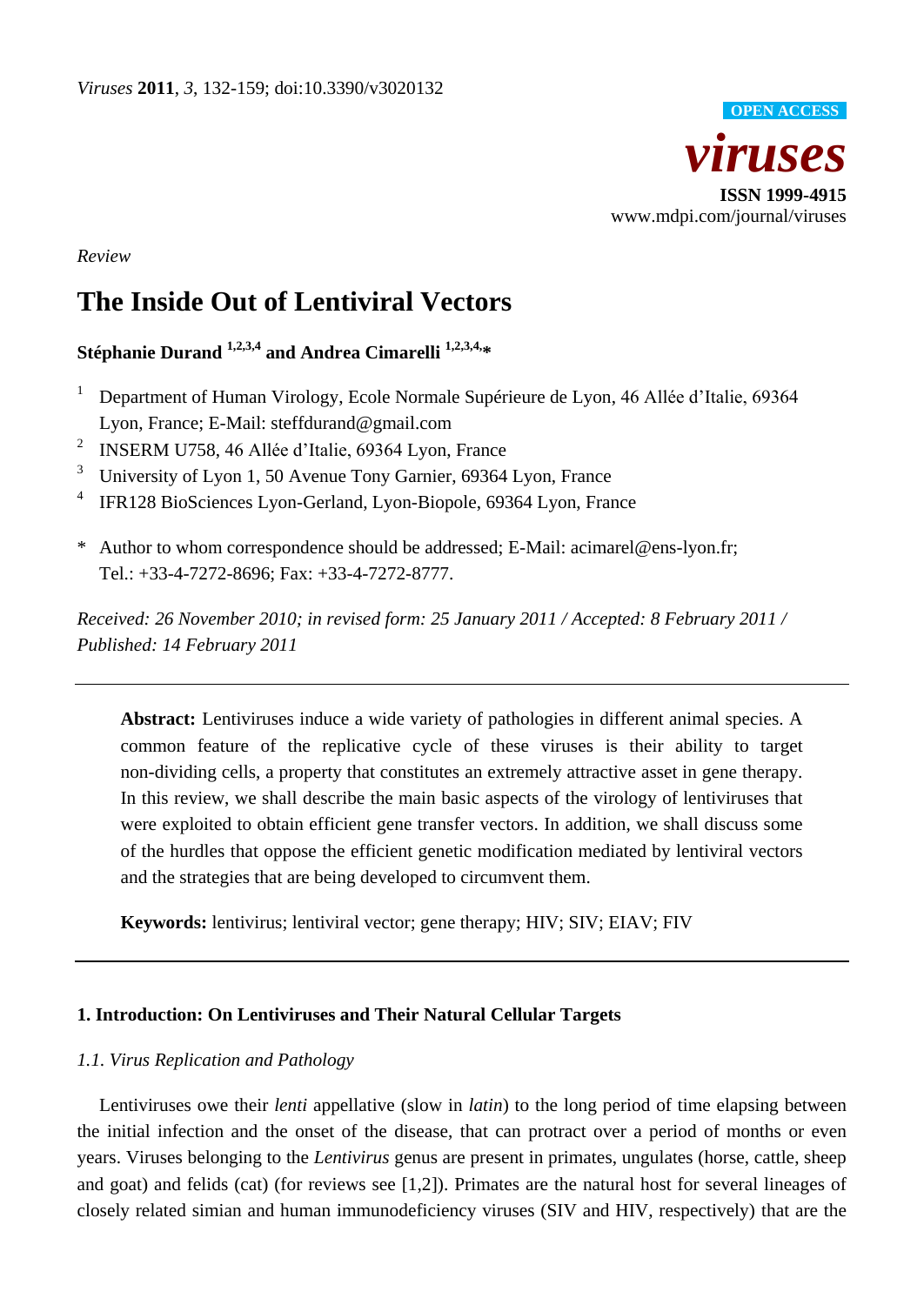*Viruses* **2011**, *3*, 132-159; doi:10.3390/v3020132

**OPEN ACCESS**

# *viruses*

**ISSN 1999-4915**
www.mdpi.com/journal/viruses

*Review*

# The Inside Out of Lentiviral Vectors

**Stéphanie Durand [1,2,3,4] and Andrea Cimarelli [1,2,3,4,]***

1. Department of Human Virology, Ecole Normale Supérieure de Lyon, 46 Allée d'Italie, 69364 Lyon, France; E-Mail: steffdurand@gmail.com
2. INSERM U758, 46 Allée d'Italie, 69364 Lyon, France
3. University of Lyon 1, 50 Avenue Tony Garnier, 69364 Lyon, France
4. IFR128 BioSciences Lyon-Gerland, Lyon-Biopole, 69364 Lyon, France

\* Author to whom correspondence should be addressed; E-Mail: acimarel@ens-lyon.fr; Tel.: +33-4-7272-8696; Fax: +33-4-7272-8777.

*Received: 26 November 2010; in revised form: 25 January 2011 / Accepted: 8 February 2011 / Published: 14 February 2011*

---

**Abstract:** Lentiviruses induce a wide variety of pathologies in different animal species. A common feature of the replicative cycle of these viruses is their ability to target non-dividing cells, a property that constitutes an extremely attractive asset in gene therapy. In this review, we shall describe the main basic aspects of the virology of lentiviruses that were exploited to obtain efficient gene transfer vectors. In addition, we shall discuss some of the hurdles that oppose the efficient genetic modification mediated by lentiviral vectors and the strategies that are being developed to circumvent them.

**Keywords:** lentivirus; lentiviral vector; gene therapy; HIV; SIV; EIAV; FIV

---

## 1. Introduction: On Lentiviruses and Their Natural Cellular Targets

### *1.1. Virus Replication and Pathology*

Lentiviruses owe their *lenti* appellative (slow in *latin*) to the long period of time elapsing between the initial infection and the onset of the disease, that can protract over a period of months or even years. Viruses belonging to the *Lentivirus* genus are present in primates, ungulates (horse, cattle, sheep and goat) and felids (cat) (for reviews see [1,2]). Primates are the natural host for several lineages of closely related simian and human immunodeficiency viruses (SIV and HIV, respectively) that are the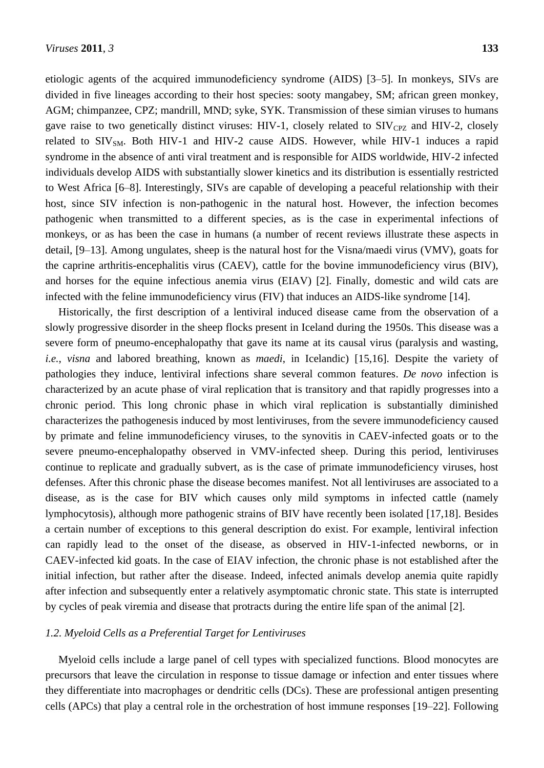etiologic agents of the acquired immunodeficiency syndrome (AIDS) [3–5]. In monkeys, SIVs are divided in five lineages according to their host species: sooty mangabey, SM; african green monkey, AGM; chimpanzee, CPZ; mandrill, MND; syke, SYK. Transmission of these simian viruses to humans gave raise to two genetically distinct viruses: HIV-1, closely related to $SIV_{CPZ}$ and HIV-2, closely related to $SIV_{SM}$. Both HIV-1 and HIV-2 cause AIDS. However, while HIV-1 induces a rapid syndrome in the absence of anti viral treatment and is responsible for AIDS worldwide, HIV-2 infected individuals develop AIDS with substantially slower kinetics and its distribution is essentially restricted to West Africa [6–8]. Interestingly, SIVs are capable of developing a peaceful relationship with their host, since SIV infection is non-pathogenic in the natural host. However, the infection becomes pathogenic when transmitted to a different species, as is the case in experimental infections of monkeys, or as has been the case in humans (a number of recent reviews illustrate these aspects in detail, [9–13]. Among ungulates, sheep is the natural host for the Visna/maedi virus (VMV), goats for the caprine arthritis-encephalitis virus (CAEV), cattle for the bovine immunodeficiency virus (BIV), and horses for the equine infectious anemia virus (EIAV) [2]. Finally, domestic and wild cats are infected with the feline immunodeficiency virus (FIV) that induces an AIDS-like syndrome [14].

Historically, the first description of a lentiviral induced disease came from the observation of a slowly progressive disorder in the sheep flocks present in Iceland during the 1950s. This disease was a severe form of pneumo-encephalopathy that gave its name at its causal virus (paralysis and wasting, *i.e.*, *visna* and labored breathing, known as *maedi*, in Icelandic) [15,16]. Despite the variety of pathologies they induce, lentiviral infections share several common features. *De novo* infection is characterized by an acute phase of viral replication that is transitory and that rapidly progresses into a chronic period. This long chronic phase in which viral replication is substantially diminished characterizes the pathogenesis induced by most lentiviruses, from the severe immunodeficiency caused by primate and feline immunodeficiency viruses, to the synovitis in CAEV-infected goats or to the severe pneumo-encephalopathy observed in VMV-infected sheep. During this period, lentiviruses continue to replicate and gradually subvert, as is the case of primate immunodeficiency viruses, host defenses. After this chronic phase the disease becomes manifest. Not all lentiviruses are associated to a disease, as is the case for BIV which causes only mild symptoms in infected cattle (namely lymphocytosis), although more pathogenic strains of BIV have recently been isolated [17,18]. Besides a certain number of exceptions to this general description do exist. For example, lentiviral infection can rapidly lead to the onset of the disease, as observed in HIV-1-infected newborns, or in CAEV-infected kid goats. In the case of EIAV infection, the chronic phase is not established after the initial infection, but rather after the disease. Indeed, infected animals develop anemia quite rapidly after infection and subsequently enter a relatively asymptomatic chronic state. This state is interrupted by cycles of peak viremia and disease that protracts during the entire life span of the animal [2].

### *1.2. Myeloid Cells as a Preferential Target for Lentiviruses*

Myeloid cells include a large panel of cell types with specialized functions. Blood monocytes are precursors that leave the circulation in response to tissue damage or infection and enter tissues where they differentiate into macrophages or dendritic cells (DCs). These are professional antigen presenting cells (APCs) that play a central role in the orchestration of host immune responses [19–22]. Following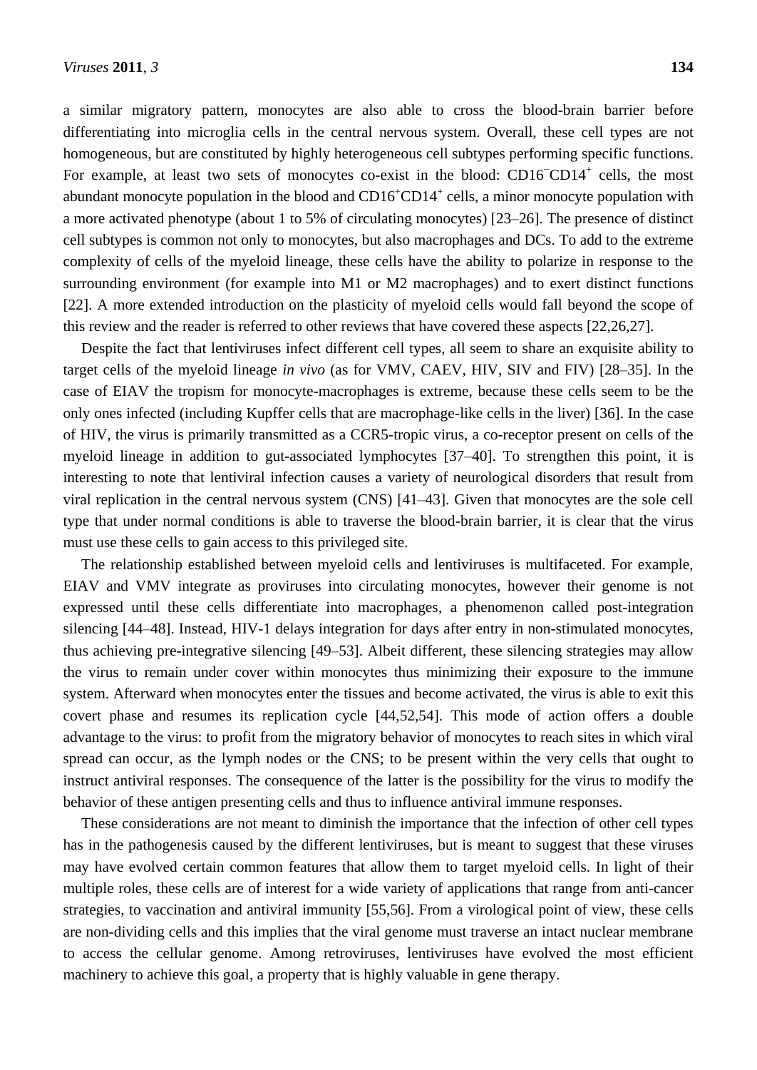a similar migratory pattern, monocytes are also able to cross the blood-brain barrier before differentiating into microglia cells in the central nervous system. Overall, these cell types are not homogeneous, but are constituted by highly heterogeneous cell subtypes performing specific functions. For example, at least two sets of monocytes co-exist in the blood: $CD16^{-}CD14^{+}$ cells, the most abundant monocyte population in the blood and $CD16^{+}CD14^{+}$ cells, a minor monocyte population with a more activated phenotype (about 1 to 5% of circulating monocytes) [23–26]. The presence of distinct cell subtypes is common not only to monocytes, but also macrophages and DCs. To add to the extreme complexity of cells of the myeloid lineage, these cells have the ability to polarize in response to the surrounding environment (for example into M1 or M2 macrophages) and to exert distinct functions [22]. A more extended introduction on the plasticity of myeloid cells would fall beyond the scope of this review and the reader is referred to other reviews that have covered these aspects [22,26,27].

Despite the fact that lentiviruses infect different cell types, all seem to share an exquisite ability to target cells of the myeloid lineage *in vivo* (as for VMV, CAEV, HIV, SIV and FIV) [28–35]. In the case of EIAV the tropism for monocyte-macrophages is extreme, because these cells seem to be the only ones infected (including Kupffer cells that are macrophage-like cells in the liver) [36]. In the case of HIV, the virus is primarily transmitted as a CCR5-tropic virus, a co-receptor present on cells of the myeloid lineage in addition to gut-associated lymphocytes [37–40]. To strengthen this point, it is interesting to note that lentiviral infection causes a variety of neurological disorders that result from viral replication in the central nervous system (CNS) [41–43]. Given that monocytes are the sole cell type that under normal conditions is able to traverse the blood-brain barrier, it is clear that the virus must use these cells to gain access to this privileged site.

The relationship established between myeloid cells and lentiviruses is multifaceted. For example, EIAV and VMV integrate as proviruses into circulating monocytes, however their genome is not expressed until these cells differentiate into macrophages, a phenomenon called post-integration silencing [44–48]. Instead, HIV-1 delays integration for days after entry in non-stimulated monocytes, thus achieving pre-integrative silencing [49–53]. Albeit different, these silencing strategies may allow the virus to remain under cover within monocytes thus minimizing their exposure to the immune system. Afterward when monocytes enter the tissues and become activated, the virus is able to exit this covert phase and resumes its replication cycle [44,52,54]. This mode of action offers a double advantage to the virus: to profit from the migratory behavior of monocytes to reach sites in which viral spread can occur, as the lymph nodes or the CNS; to be present within the very cells that ought to instruct antiviral responses. The consequence of the latter is the possibility for the virus to modify the behavior of these antigen presenting cells and thus to influence antiviral immune responses.

These considerations are not meant to diminish the importance that the infection of other cell types has in the pathogenesis caused by the different lentiviruses, but is meant to suggest that these viruses may have evolved certain common features that allow them to target myeloid cells. In light of their multiple roles, these cells are of interest for a wide variety of applications that range from anti-cancer strategies, to vaccination and antiviral immunity [55,56]. From a virological point of view, these cells are non-dividing cells and this implies that the viral genome must traverse an intact nuclear membrane to access the cellular genome. Among retroviruses, lentiviruses have evolved the most efficient machinery to achieve this goal, a property that is highly valuable in gene therapy.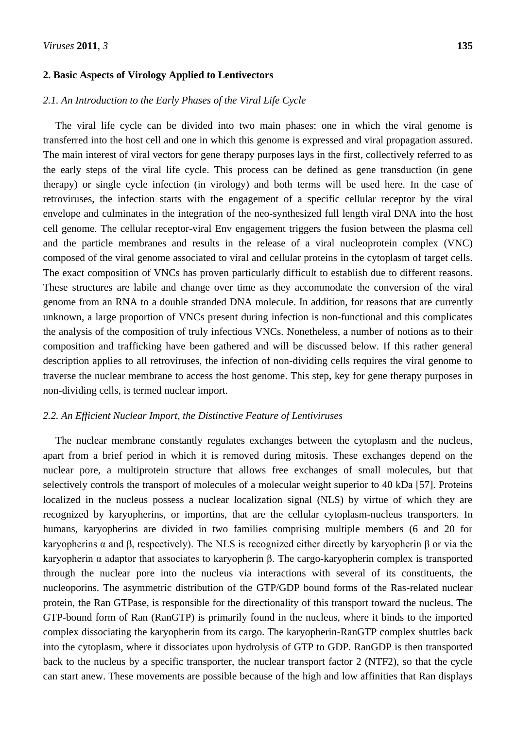## 2. Basic Aspects of Virology Applied to Lentivectors

### *2.1. An Introduction to the Early Phases of the Viral Life Cycle*

The viral life cycle can be divided into two main phases: one in which the viral genome is transferred into the host cell and one in which this genome is expressed and viral propagation assured. The main interest of viral vectors for gene therapy purposes lays in the first, collectively referred to as the early steps of the viral life cycle. This process can be defined as gene transduction (in gene therapy) or single cycle infection (in virology) and both terms will be used here. In the case of retroviruses, the infection starts with the engagement of a specific cellular receptor by the viral envelope and culminates in the integration of the neo-synthesized full length viral DNA into the host cell genome. The cellular receptor-viral Env engagement triggers the fusion between the plasma cell and the particle membranes and results in the release of a viral nucleoprotein complex (VNC) composed of the viral genome associated to viral and cellular proteins in the cytoplasm of target cells. The exact composition of VNCs has proven particularly difficult to establish due to different reasons. These structures are labile and change over time as they accommodate the conversion of the viral genome from an RNA to a double stranded DNA molecule. In addition, for reasons that are currently unknown, a large proportion of VNCs present during infection is non-functional and this complicates the analysis of the composition of truly infectious VNCs. Nonetheless, a number of notions as to their composition and trafficking have been gathered and will be discussed below. If this rather general description applies to all retroviruses, the infection of non-dividing cells requires the viral genome to traverse the nuclear membrane to access the host genome. This step, key for gene therapy purposes in non-dividing cells, is termed nuclear import.

### *2.2. An Efficient Nuclear Import, the Distinctive Feature of Lentiviruses*

The nuclear membrane constantly regulates exchanges between the cytoplasm and the nucleus, apart from a brief period in which it is removed during mitosis. These exchanges depend on the nuclear pore, a multiprotein structure that allows free exchanges of small molecules, but that selectively controls the transport of molecules of a molecular weight superior to 40 kDa [57]. Proteins localized in the nucleus possess a nuclear localization signal (NLS) by virtue of which they are recognized by karyopherins, or importins, that are the cellular cytoplasm-nucleus transporters. In humans, karyopherins are divided in two families comprising multiple members (6 and 20 for karyopherins α and β, respectively). The NLS is recognized either directly by karyopherin β or via the karyopherin α adaptor that associates to karyopherin β. The cargo-karyopherin complex is transported through the nuclear pore into the nucleus via interactions with several of its constituents, the nucleoporins. The asymmetric distribution of the GTP/GDP bound forms of the Ras-related nuclear protein, the Ran GTPase, is responsible for the directionality of this transport toward the nucleus. The GTP-bound form of Ran (RanGTP) is primarily found in the nucleus, where it binds to the imported complex dissociating the karyopherin from its cargo. The karyopherin-RanGTP complex shuttles back into the cytoplasm, where it dissociates upon hydrolysis of GTP to GDP. RanGDP is then transported back to the nucleus by a specific transporter, the nuclear transport factor 2 (NTF2), so that the cycle can start anew. These movements are possible because of the high and low affinities that Ran displays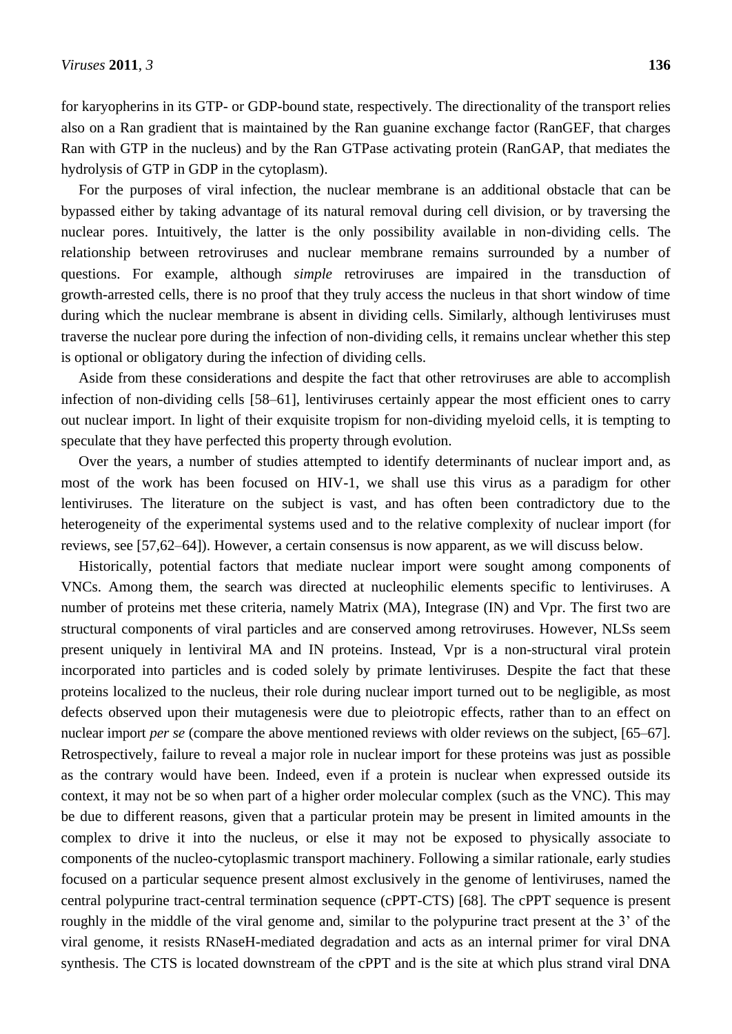for karyopherins in its GTP- or GDP-bound state, respectively. The directionality of the transport relies also on a Ran gradient that is maintained by the Ran guanine exchange factor (RanGEF, that charges Ran with GTP in the nucleus) and by the Ran GTPase activating protein (RanGAP, that mediates the hydrolysis of GTP in GDP in the cytoplasm).

For the purposes of viral infection, the nuclear membrane is an additional obstacle that can be bypassed either by taking advantage of its natural removal during cell division, or by traversing the nuclear pores. Intuitively, the latter is the only possibility available in non-dividing cells. The relationship between retroviruses and nuclear membrane remains surrounded by a number of questions. For example, although *simple* retroviruses are impaired in the transduction of growth-arrested cells, there is no proof that they truly access the nucleus in that short window of time during which the nuclear membrane is absent in dividing cells. Similarly, although lentiviruses must traverse the nuclear pore during the infection of non-dividing cells, it remains unclear whether this step is optional or obligatory during the infection of dividing cells.

Aside from these considerations and despite the fact that other retroviruses are able to accomplish infection of non-dividing cells [58–61], lentiviruses certainly appear the most efficient ones to carry out nuclear import. In light of their exquisite tropism for non-dividing myeloid cells, it is tempting to speculate that they have perfected this property through evolution.

Over the years, a number of studies attempted to identify determinants of nuclear import and, as most of the work has been focused on HIV-1, we shall use this virus as a paradigm for other lentiviruses. The literature on the subject is vast, and has often been contradictory due to the heterogeneity of the experimental systems used and to the relative complexity of nuclear import (for reviews, see [57,62–64]). However, a certain consensus is now apparent, as we will discuss below.

Historically, potential factors that mediate nuclear import were sought among components of VNCs. Among them, the search was directed at nucleophilic elements specific to lentiviruses. A number of proteins met these criteria, namely Matrix (MA), Integrase (IN) and Vpr. The first two are structural components of viral particles and are conserved among retroviruses. However, NLSs seem present uniquely in lentiviral MA and IN proteins. Instead, Vpr is a non-structural viral protein incorporated into particles and is coded solely by primate lentiviruses. Despite the fact that these proteins localized to the nucleus, their role during nuclear import turned out to be negligible, as most defects observed upon their mutagenesis were due to pleiotropic effects, rather than to an effect on nuclear import *per se* (compare the above mentioned reviews with older reviews on the subject, [65–67]. Retrospectively, failure to reveal a major role in nuclear import for these proteins was just as possible as the contrary would have been. Indeed, even if a protein is nuclear when expressed outside its context, it may not be so when part of a higher order molecular complex (such as the VNC). This may be due to different reasons, given that a particular protein may be present in limited amounts in the complex to drive it into the nucleus, or else it may not be exposed to physically associate to components of the nucleo-cytoplasmic transport machinery. Following a similar rationale, early studies focused on a particular sequence present almost exclusively in the genome of lentiviruses, named the central polypurine tract-central termination sequence (cPPT-CTS) [68]. The cPPT sequence is present roughly in the middle of the viral genome and, similar to the polypurine tract present at the 3' of the viral genome, it resists RNaseH-mediated degradation and acts as an internal primer for viral DNA synthesis. The CTS is located downstream of the cPPT and is the site at which plus strand viral DNA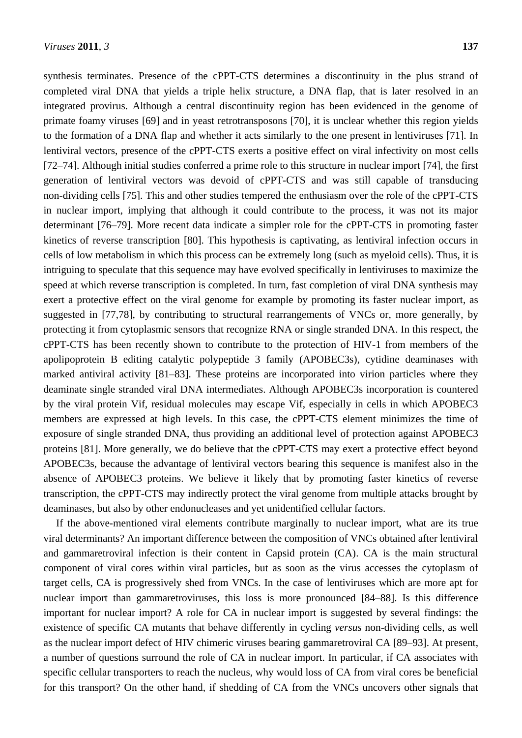synthesis terminates. Presence of the cPPT-CTS determines a discontinuity in the plus strand of completed viral DNA that yields a triple helix structure, a DNA flap, that is later resolved in an integrated provirus. Although a central discontinuity region has been evidenced in the genome of primate foamy viruses [69] and in yeast retrotransposons [70], it is unclear whether this region yields to the formation of a DNA flap and whether it acts similarly to the one present in lentiviruses [71]. In lentiviral vectors, presence of the cPPT-CTS exerts a positive effect on viral infectivity on most cells [72–74]. Although initial studies conferred a prime role to this structure in nuclear import [74], the first generation of lentiviral vectors was devoid of cPPT-CTS and was still capable of transducing non-dividing cells [75]. This and other studies tempered the enthusiasm over the role of the cPPT-CTS in nuclear import, implying that although it could contribute to the process, it was not its major determinant [76–79]. More recent data indicate a simpler role for the cPPT-CTS in promoting faster kinetics of reverse transcription [80]. This hypothesis is captivating, as lentiviral infection occurs in cells of low metabolism in which this process can be extremely long (such as myeloid cells). Thus, it is intriguing to speculate that this sequence may have evolved specifically in lentiviruses to maximize the speed at which reverse transcription is completed. In turn, fast completion of viral DNA synthesis may exert a protective effect on the viral genome for example by promoting its faster nuclear import, as suggested in [77,78], by contributing to structural rearrangements of VNCs or, more generally, by protecting it from cytoplasmic sensors that recognize RNA or single stranded DNA. In this respect, the cPPT-CTS has been recently shown to contribute to the protection of HIV-1 from members of the apolipoprotein B editing catalytic polypeptide 3 family (APOBEC3s), cytidine deaminases with marked antiviral activity [81–83]. These proteins are incorporated into virion particles where they deaminate single stranded viral DNA intermediates. Although APOBEC3s incorporation is countered by the viral protein Vif, residual molecules may escape Vif, especially in cells in which APOBEC3 members are expressed at high levels. In this case, the cPPT-CTS element minimizes the time of exposure of single stranded DNA, thus providing an additional level of protection against APOBEC3 proteins [81]. More generally, we do believe that the cPPT-CTS may exert a protective effect beyond APOBEC3s, because the advantage of lentiviral vectors bearing this sequence is manifest also in the absence of APOBEC3 proteins. We believe it likely that by promoting faster kinetics of reverse transcription, the cPPT-CTS may indirectly protect the viral genome from multiple attacks brought by deaminases, but also by other endonucleases and yet unidentified cellular factors.

If the above-mentioned viral elements contribute marginally to nuclear import, what are its true viral determinants? An important difference between the composition of VNCs obtained after lentiviral and gammaretroviral infection is their content in Capsid protein (CA). CA is the main structural component of viral cores within viral particles, but as soon as the virus accesses the cytoplasm of target cells, CA is progressively shed from VNCs. In the case of lentiviruses which are more apt for nuclear import than gammaretroviruses, this loss is more pronounced [84–88]. Is this difference important for nuclear import? A role for CA in nuclear import is suggested by several findings: the existence of specific CA mutants that behave differently in cycling *versus* non-dividing cells, as well as the nuclear import defect of HIV chimeric viruses bearing gammaretroviral CA [89–93]. At present, a number of questions surround the role of CA in nuclear import. In particular, if CA associates with specific cellular transporters to reach the nucleus, why would loss of CA from viral cores be beneficial for this transport? On the other hand, if shedding of CA from the VNCs uncovers other signals that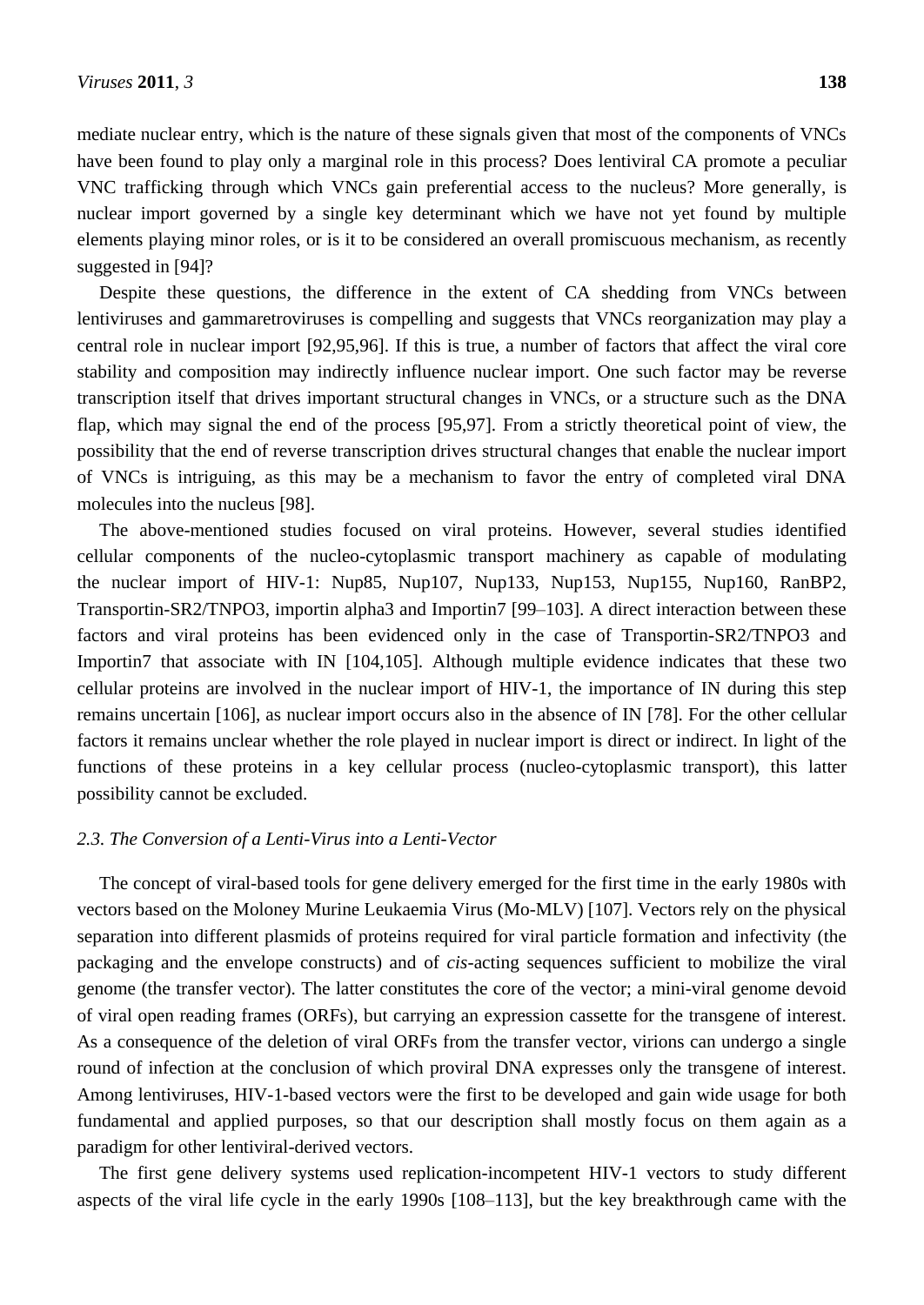mediate nuclear entry, which is the nature of these signals given that most of the components of VNCs have been found to play only a marginal role in this process? Does lentiviral CA promote a peculiar VNC trafficking through which VNCs gain preferential access to the nucleus? More generally, is nuclear import governed by a single key determinant which we have not yet found by multiple elements playing minor roles, or is it to be considered an overall promiscuous mechanism, as recently suggested in [94]?

Despite these questions, the difference in the extent of CA shedding from VNCs between lentiviruses and gammaretroviruses is compelling and suggests that VNCs reorganization may play a central role in nuclear import [92,95,96]. If this is true, a number of factors that affect the viral core stability and composition may indirectly influence nuclear import. One such factor may be reverse transcription itself that drives important structural changes in VNCs, or a structure such as the DNA flap, which may signal the end of the process [95,97]. From a strictly theoretical point of view, the possibility that the end of reverse transcription drives structural changes that enable the nuclear import of VNCs is intriguing, as this may be a mechanism to favor the entry of completed viral DNA molecules into the nucleus [98].

The above-mentioned studies focused on viral proteins. However, several studies identified cellular components of the nucleo-cytoplasmic transport machinery as capable of modulating the nuclear import of HIV-1: Nup85, Nup107, Nup133, Nup153, Nup155, Nup160, RanBP2, Transportin-SR2/TNPO3, importin alpha3 and Importin7 [99–103]. A direct interaction between these factors and viral proteins has been evidenced only in the case of Transportin-SR2/TNPO3 and Importin7 that associate with IN [104,105]. Although multiple evidence indicates that these two cellular proteins are involved in the nuclear import of HIV-1, the importance of IN during this step remains uncertain [106], as nuclear import occurs also in the absence of IN [78]. For the other cellular factors it remains unclear whether the role played in nuclear import is direct or indirect. In light of the functions of these proteins in a key cellular process (nucleo-cytoplasmic transport), this latter possibility cannot be excluded.

### *2.3. The Conversion of a Lenti-Virus into a Lenti-Vector*

The concept of viral-based tools for gene delivery emerged for the first time in the early 1980s with vectors based on the Moloney Murine Leukaemia Virus (Mo-MLV) [107]. Vectors rely on the physical separation into different plasmids of proteins required for viral particle formation and infectivity (the packaging and the envelope constructs) and of *cis*-acting sequences sufficient to mobilize the viral genome (the transfer vector). The latter constitutes the core of the vector; a mini-viral genome devoid of viral open reading frames (ORFs), but carrying an expression cassette for the transgene of interest. As a consequence of the deletion of viral ORFs from the transfer vector, virions can undergo a single round of infection at the conclusion of which proviral DNA expresses only the transgene of interest. Among lentiviruses, HIV-1-based vectors were the first to be developed and gain wide usage for both fundamental and applied purposes, so that our description shall mostly focus on them again as a paradigm for other lentiviral-derived vectors.

The first gene delivery systems used replication-incompetent HIV-1 vectors to study different aspects of the viral life cycle in the early 1990s [108–113], but the key breakthrough came with the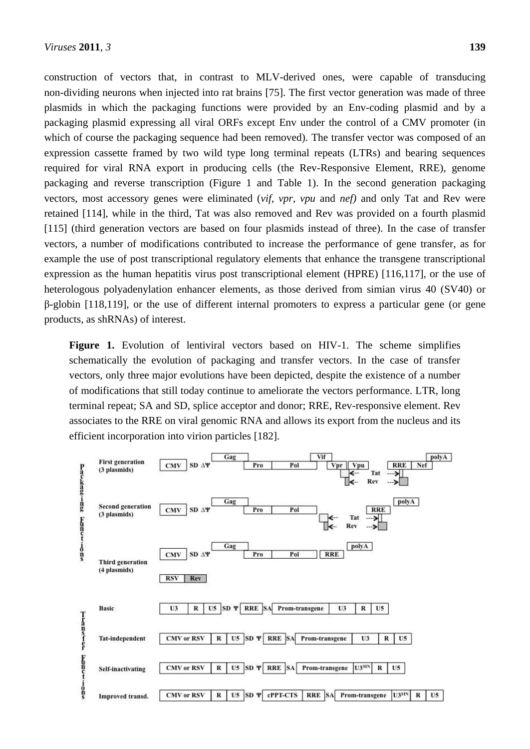construction of vectors that, in contrast to MLV-derived ones, were capable of transducing non-dividing neurons when injected into rat brains [75]. The first vector generation was made of three plasmids in which the packaging functions were provided by an Env-coding plasmid and by a packaging plasmid expressing all viral ORFs except Env under the control of a CMV promoter (in which of course the packaging sequence had been removed). The transfer vector was composed of an expression cassette framed by two wild type long terminal repeats (LTRs) and bearing sequences required for viral RNA export in producing cells (the Rev-Responsive Element, RRE), genome packaging and reverse transcription (Figure 1 and Table 1). In the second generation packaging vectors, most accessory genes were eliminated (*vif*, *vpr*, *vpu* and *nef)* and only Tat and Rev were retained [114], while in the third, Tat was also removed and Rev was provided on a fourth plasmid [115] (third generation vectors are based on four plasmids instead of three). In the case of transfer vectors, a number of modifications contributed to increase the performance of gene transfer, as for example the use of post transcriptional regulatory elements that enhance the transgene transcriptional expression as the human hepatitis virus post transcriptional element (HPRE) [116,117], or the use of heterologous polyadenylation enhancer elements, as those derived from simian virus 40 (SV40) or β-globin [118,119], or the use of different internal promoters to express a particular gene (or gene products, as shRNAs) of interest.

**Figure 1.** Evolution of lentiviral vectors based on HIV-1. The scheme simplifies schematically the evolution of packaging and transfer vectors. In the case of transfer vectors, only three major evolutions have been depicted, despite the existence of a number of modifications that still today continue to ameliorate the vectors performance. LTR, long terminal repeat; SA and SD, splice acceptor and donor; RRE, Rev-responsive element. Rev associates to the RRE on viral genomic RNA and allows its export from the nucleus and its efficient incorporation into virion particles [182].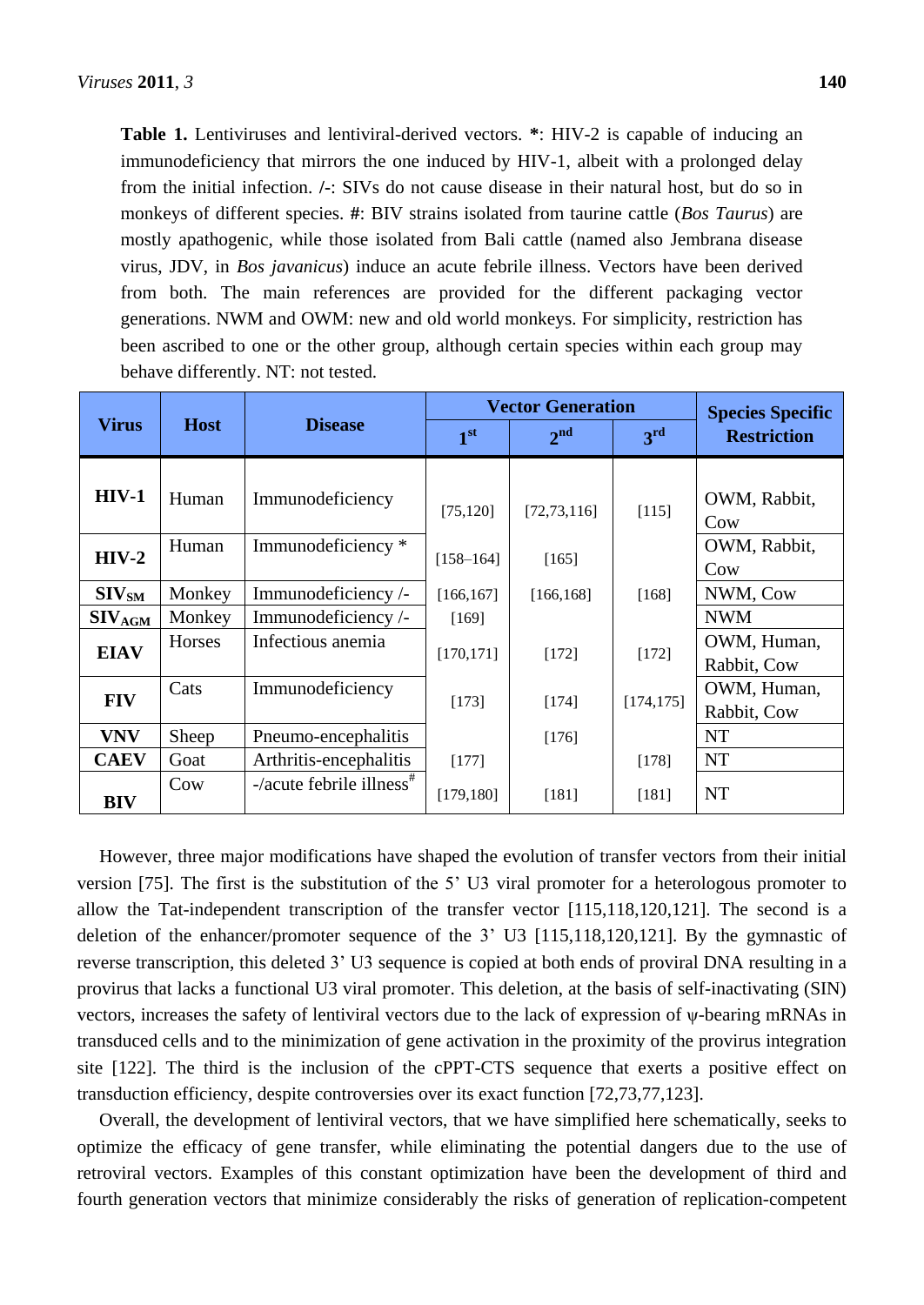**Table 1.** Lentiviruses and lentiviral-derived vectors. **\***: HIV-2 is capable of inducing an immunodeficiency that mirrors the one induced by HIV-1, albeit with a prolonged delay from the initial infection. **/-**: SIVs do not cause disease in their natural host, but do so in monkeys of different species. **#**: BIV strains isolated from taurine cattle (*Bos Taurus*) are mostly apathogenic, while those isolated from Bali cattle (named also Jembrana disease virus, JDV, in *Bos javanicus*) induce an acute febrile illness. Vectors have been derived from both. The main references are provided for the different packaging vector generations. NWM and OWM: new and old world monkeys. For simplicity, restriction has been ascribed to one or the other group, although certain species within each group may behave differently. NT: not tested.

| Virus | Host | Disease | Vector Generation | | | Species Specific Restriction |
|---|---|---|---|---|---|---|
| | | | 1st | 2nd | 3rd | |
| **HIV-1** | Human | Immunodeficiency | [75,120] | [72,73,116] | [115] | OWM, Rabbit, Cow |
| **HIV-2** | Human | Immunodeficiency * | [158–164] | [165] | | OWM, Rabbit, Cow |
| **$SIV_{SM}$** | Monkey | Immunodeficiency /- | [166,167] | [166,168] | [168] | NWM, Cow |
| **$SIV_{AGM}$** | Monkey | Immunodeficiency /- | [169] | | | NWM |
| **EIAV** | Horses | Infectious anemia | [170,171] | [172] | [172] | OWM, Human, Rabbit, Cow |
| **FIV** | Cats | Immunodeficiency | [173] | [174] | [174,175] | OWM, Human, Rabbit, Cow |
| **VNV** | Sheep | Pneumo-encephalitis | | [176] | | NT |
| **CAEV** | Goat | Arthritis-encephalitis | [177] | | [178] | NT |
| **BIV** | Cow | -/acute febrile illness# | [179,180] | [181] | [181] | NT |

However, three major modifications have shaped the evolution of transfer vectors from their initial version [75]. The first is the substitution of the 5' U3 viral promoter for a heterologous promoter to allow the Tat-independent transcription of the transfer vector [115,118,120,121]. The second is a deletion of the enhancer/promoter sequence of the 3' U3 [115,118,120,121]. By the gymnastic of reverse transcription, this deleted 3' U3 sequence is copied at both ends of proviral DNA resulting in a provirus that lacks a functional U3 viral promoter. This deletion, at the basis of self-inactivating (SIN) vectors, increases the safety of lentiviral vectors due to the lack of expression of ψ-bearing mRNAs in transduced cells and to the minimization of gene activation in the proximity of the provirus integration site [122]. The third is the inclusion of the cPPT-CTS sequence that exerts a positive effect on transduction efficiency, despite controversies over its exact function [72,73,77,123].

Overall, the development of lentiviral vectors, that we have simplified here schematically, seeks to optimize the efficacy of gene transfer, while eliminating the potential dangers due to the use of retroviral vectors. Examples of this constant optimization have been the development of third and fourth generation vectors that minimize considerably the risks of generation of replication-competent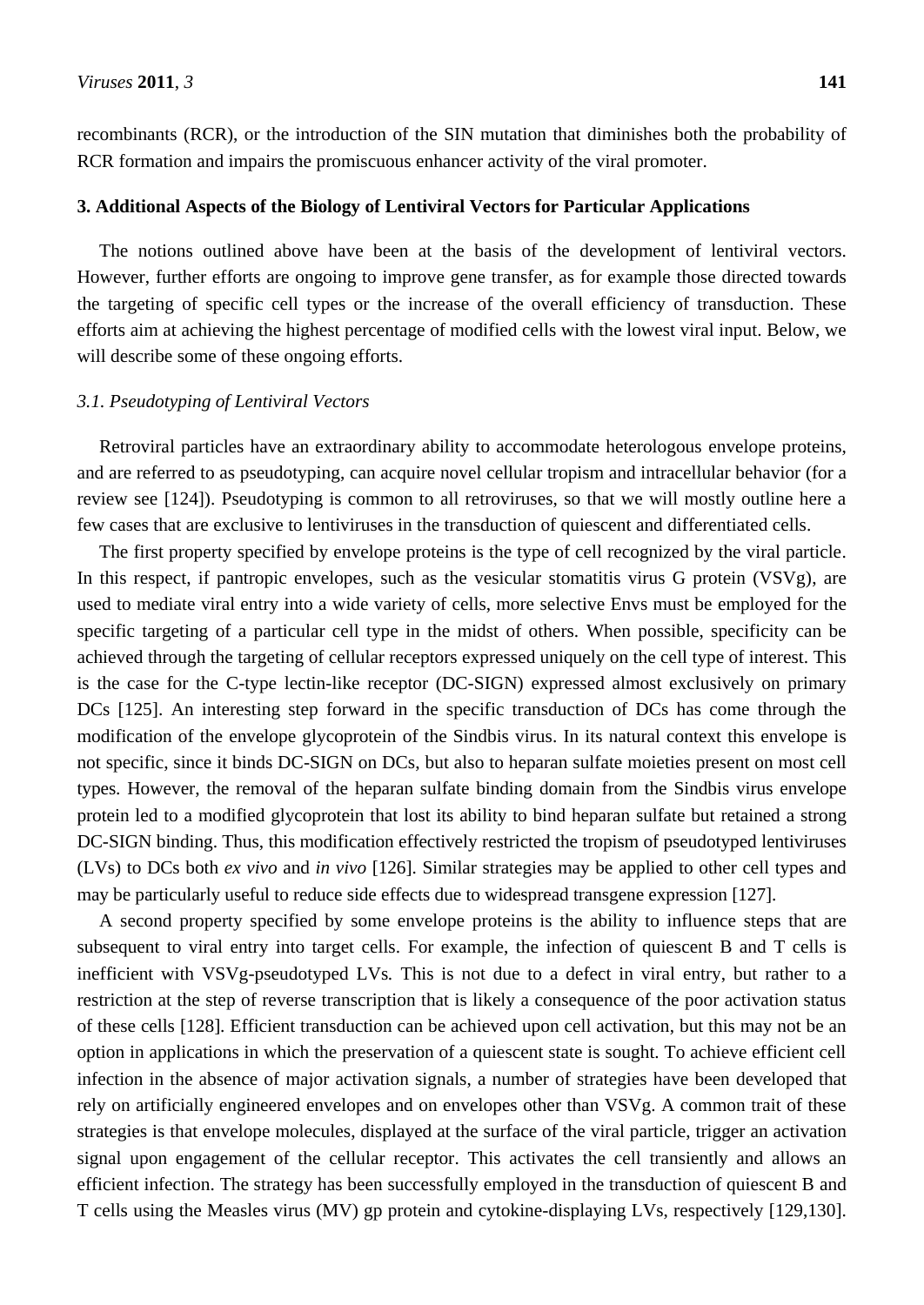recombinants (RCR), or the introduction of the SIN mutation that diminishes both the probability of RCR formation and impairs the promiscuous enhancer activity of the viral promoter.

## 3. Additional Aspects of the Biology of Lentiviral Vectors for Particular Applications

The notions outlined above have been at the basis of the development of lentiviral vectors. However, further efforts are ongoing to improve gene transfer, as for example those directed towards the targeting of specific cell types or the increase of the overall efficiency of transduction. These efforts aim at achieving the highest percentage of modified cells with the lowest viral input. Below, we will describe some of these ongoing efforts.

### *3.1. Pseudotyping of Lentiviral Vectors*

Retroviral particles have an extraordinary ability to accommodate heterologous envelope proteins, and are referred to as pseudotyping, can acquire novel cellular tropism and intracellular behavior (for a review see [124]). Pseudotyping is common to all retroviruses, so that we will mostly outline here a few cases that are exclusive to lentiviruses in the transduction of quiescent and differentiated cells.

The first property specified by envelope proteins is the type of cell recognized by the viral particle. In this respect, if pantropic envelopes, such as the vesicular stomatitis virus G protein (VSVg), are used to mediate viral entry into a wide variety of cells, more selective Envs must be employed for the specific targeting of a particular cell type in the midst of others. When possible, specificity can be achieved through the targeting of cellular receptors expressed uniquely on the cell type of interest. This is the case for the C-type lectin-like receptor (DC-SIGN) expressed almost exclusively on primary DCs [125]. An interesting step forward in the specific transduction of DCs has come through the modification of the envelope glycoprotein of the Sindbis virus. In its natural context this envelope is not specific, since it binds DC-SIGN on DCs, but also to heparan sulfate moieties present on most cell types. However, the removal of the heparan sulfate binding domain from the Sindbis virus envelope protein led to a modified glycoprotein that lost its ability to bind heparan sulfate but retained a strong DC-SIGN binding. Thus, this modification effectively restricted the tropism of pseudotyped lentiviruses (LVs) to DCs both *ex vivo* and *in vivo* [126]. Similar strategies may be applied to other cell types and may be particularly useful to reduce side effects due to widespread transgene expression [127].

A second property specified by some envelope proteins is the ability to influence steps that are subsequent to viral entry into target cells. For example, the infection of quiescent B and T cells is inefficient with VSVg-pseudotyped LVs. This is not due to a defect in viral entry, but rather to a restriction at the step of reverse transcription that is likely a consequence of the poor activation status of these cells [128]. Efficient transduction can be achieved upon cell activation, but this may not be an option in applications in which the preservation of a quiescent state is sought. To achieve efficient cell infection in the absence of major activation signals, a number of strategies have been developed that rely on artificially engineered envelopes and on envelopes other than VSVg. A common trait of these strategies is that envelope molecules, displayed at the surface of the viral particle, trigger an activation signal upon engagement of the cellular receptor. This activates the cell transiently and allows an efficient infection. The strategy has been successfully employed in the transduction of quiescent B and T cells using the Measles virus (MV) gp protein and cytokine-displaying LVs, respectively [129,130].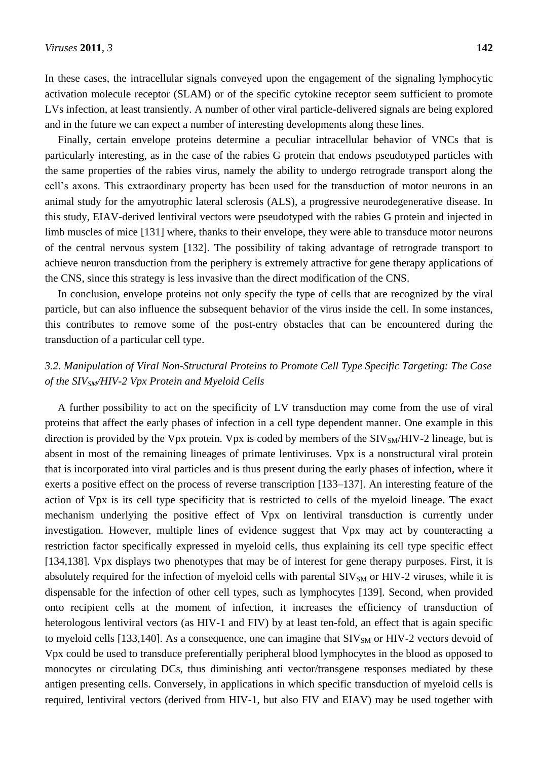In these cases, the intracellular signals conveyed upon the engagement of the signaling lymphocytic activation molecule receptor (SLAM) or of the specific cytokine receptor seem sufficient to promote LVs infection, at least transiently. A number of other viral particle-delivered signals are being explored and in the future we can expect a number of interesting developments along these lines.

Finally, certain envelope proteins determine a peculiar intracellular behavior of VNCs that is particularly interesting, as in the case of the rabies G protein that endows pseudotyped particles with the same properties of the rabies virus, namely the ability to undergo retrograde transport along the cell's axons. This extraordinary property has been used for the transduction of motor neurons in an animal study for the amyotrophic lateral sclerosis (ALS), a progressive neurodegenerative disease. In this study, EIAV-derived lentiviral vectors were pseudotyped with the rabies G protein and injected in limb muscles of mice [131] where, thanks to their envelope, they were able to transduce motor neurons of the central nervous system [132]. The possibility of taking advantage of retrograde transport to achieve neuron transduction from the periphery is extremely attractive for gene therapy applications of the CNS, since this strategy is less invasive than the direct modification of the CNS.

In conclusion, envelope proteins not only specify the type of cells that are recognized by the viral particle, but can also influence the subsequent behavior of the virus inside the cell. In some instances, this contributes to remove some of the post-entry obstacles that can be encountered during the transduction of a particular cell type.

### *3.2. Manipulation of Viral Non-Structural Proteins to Promote Cell Type Specific Targeting: The Case of the $SIV_{SM}$/HIV-2 Vpx Protein and Myeloid Cells*

A further possibility to act on the specificity of LV transduction may come from the use of viral proteins that affect the early phases of infection in a cell type dependent manner. One example in this direction is provided by the Vpx protein. Vpx is coded by members of the $SIV_{SM}$/HIV-2 lineage, but is absent in most of the remaining lineages of primate lentiviruses. Vpx is a nonstructural viral protein that is incorporated into viral particles and is thus present during the early phases of infection, where it exerts a positive effect on the process of reverse transcription [133–137]. An interesting feature of the action of Vpx is its cell type specificity that is restricted to cells of the myeloid lineage. The exact mechanism underlying the positive effect of Vpx on lentiviral transduction is currently under investigation. However, multiple lines of evidence suggest that Vpx may act by counteracting a restriction factor specifically expressed in myeloid cells, thus explaining its cell type specific effect [134,138]. Vpx displays two phenotypes that may be of interest for gene therapy purposes. First, it is absolutely required for the infection of myeloid cells with parental $SIV_{SM}$ or HIV-2 viruses, while it is dispensable for the infection of other cell types, such as lymphocytes [139]. Second, when provided onto recipient cells at the moment of infection, it increases the efficiency of transduction of heterologous lentiviral vectors (as HIV-1 and FIV) by at least ten-fold, an effect that is again specific to myeloid cells [133,140]. As a consequence, one can imagine that $SIV_{SM}$ or HIV-2 vectors devoid of Vpx could be used to transduce preferentially peripheral blood lymphocytes in the blood as opposed to monocytes or circulating DCs, thus diminishing anti vector/transgene responses mediated by these antigen presenting cells. Conversely, in applications in which specific transduction of myeloid cells is required, lentiviral vectors (derived from HIV-1, but also FIV and EIAV) may be used together with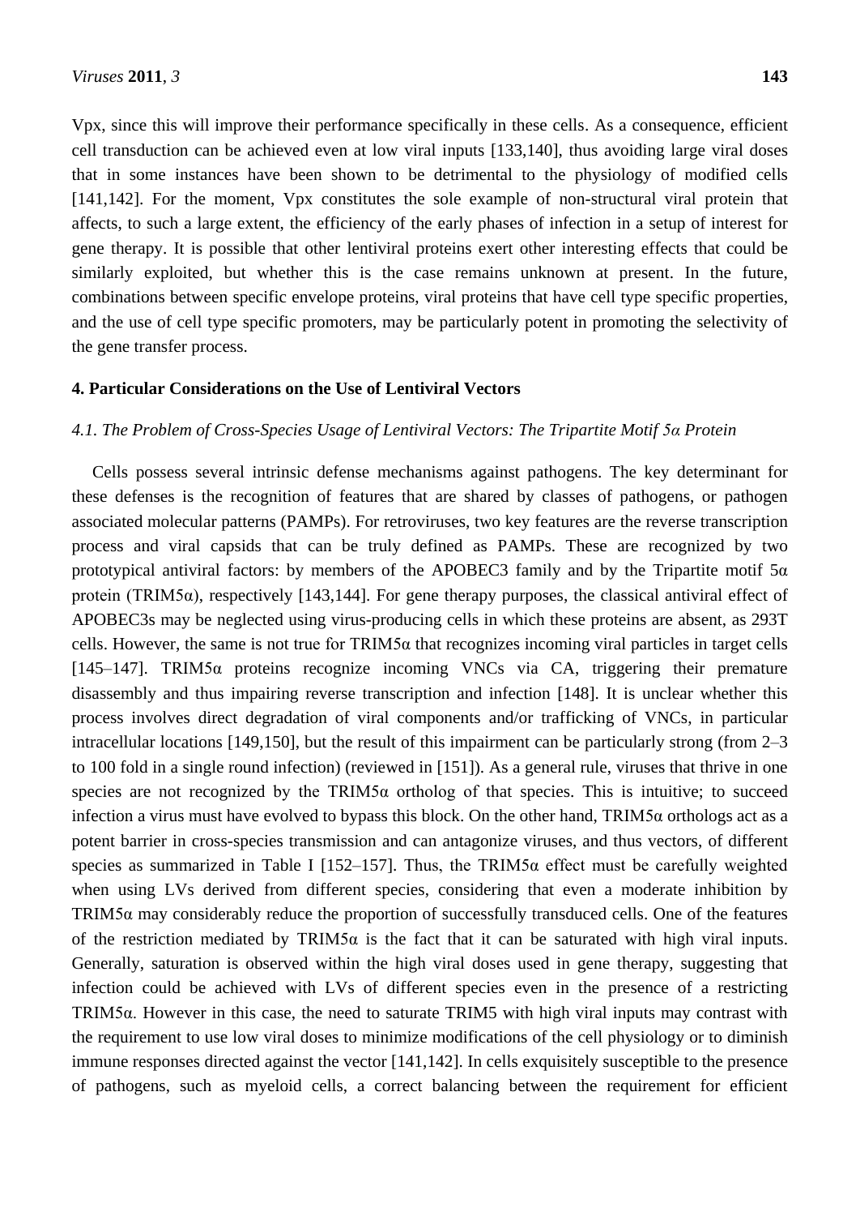Vpx, since this will improve their performance specifically in these cells. As a consequence, efficient cell transduction can be achieved even at low viral inputs [133,140], thus avoiding large viral doses that in some instances have been shown to be detrimental to the physiology of modified cells [141,142]. For the moment, Vpx constitutes the sole example of non-structural viral protein that affects, to such a large extent, the efficiency of the early phases of infection in a setup of interest for gene therapy. It is possible that other lentiviral proteins exert other interesting effects that could be similarly exploited, but whether this is the case remains unknown at present. In the future, combinations between specific envelope proteins, viral proteins that have cell type specific properties, and the use of cell type specific promoters, may be particularly potent in promoting the selectivity of the gene transfer process.

## 4. Particular Considerations on the Use of Lentiviral Vectors

### *4.1. The Problem of Cross-Species Usage of Lentiviral Vectors: The Tripartite Motif 5α Protein*

Cells possess several intrinsic defense mechanisms against pathogens. The key determinant for these defenses is the recognition of features that are shared by classes of pathogens, or pathogen associated molecular patterns (PAMPs). For retroviruses, two key features are the reverse transcription process and viral capsids that can be truly defined as PAMPs. These are recognized by two prototypical antiviral factors: by members of the APOBEC3 family and by the Tripartite motif 5α protein (TRIM5α), respectively [143,144]. For gene therapy purposes, the classical antiviral effect of APOBEC3s may be neglected using virus-producing cells in which these proteins are absent, as 293T cells. However, the same is not true for TRIM5α that recognizes incoming viral particles in target cells [145–147]. TRIM5α proteins recognize incoming VNCs via CA, triggering their premature disassembly and thus impairing reverse transcription and infection [148]. It is unclear whether this process involves direct degradation of viral components and/or trafficking of VNCs, in particular intracellular locations [149,150], but the result of this impairment can be particularly strong (from 2–3 to 100 fold in a single round infection) (reviewed in [151]). As a general rule, viruses that thrive in one species are not recognized by the TRIM5α ortholog of that species. This is intuitive; to succeed infection a virus must have evolved to bypass this block. On the other hand, TRIM5α orthologs act as a potent barrier in cross-species transmission and can antagonize viruses, and thus vectors, of different species as summarized in Table I [152–157]. Thus, the TRIM5α effect must be carefully weighted when using LVs derived from different species, considering that even a moderate inhibition by TRIM5α may considerably reduce the proportion of successfully transduced cells. One of the features of the restriction mediated by TRIM5α is the fact that it can be saturated with high viral inputs. Generally, saturation is observed within the high viral doses used in gene therapy, suggesting that infection could be achieved with LVs of different species even in the presence of a restricting TRIM5α. However in this case, the need to saturate TRIM5 with high viral inputs may contrast with the requirement to use low viral doses to minimize modifications of the cell physiology or to diminish immune responses directed against the vector [141,142]. In cells exquisitely susceptible to the presence of pathogens, such as myeloid cells, a correct balancing between the requirement for efficient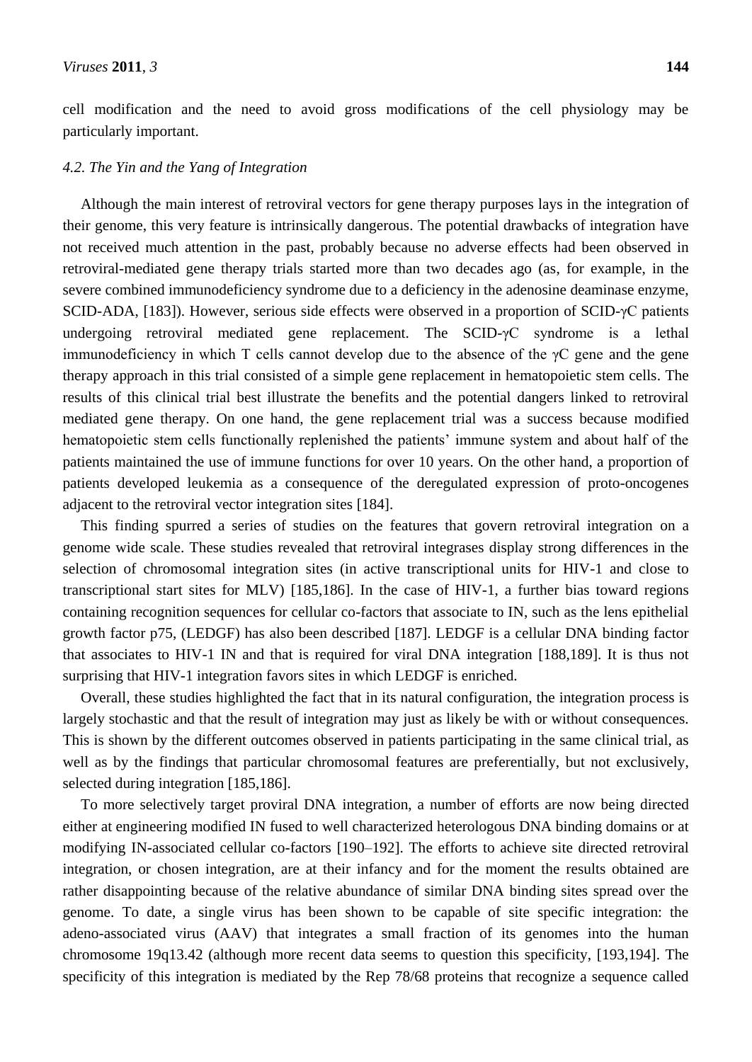cell modification and the need to avoid gross modifications of the cell physiology may be particularly important.

### *4.2. The Yin and the Yang of Integration*

Although the main interest of retroviral vectors for gene therapy purposes lays in the integration of their genome, this very feature is intrinsically dangerous. The potential drawbacks of integration have not received much attention in the past, probably because no adverse effects had been observed in retroviral-mediated gene therapy trials started more than two decades ago (as, for example, in the severe combined immunodeficiency syndrome due to a deficiency in the adenosine deaminase enzyme, SCID-ADA, [183]). However, serious side effects were observed in a proportion of SCID-γC patients undergoing retroviral mediated gene replacement. The SCID-γC syndrome is a lethal immunodeficiency in which T cells cannot develop due to the absence of the γC gene and the gene therapy approach in this trial consisted of a simple gene replacement in hematopoietic stem cells. The results of this clinical trial best illustrate the benefits and the potential dangers linked to retroviral mediated gene therapy. On one hand, the gene replacement trial was a success because modified hematopoietic stem cells functionally replenished the patients' immune system and about half of the patients maintained the use of immune functions for over 10 years. On the other hand, a proportion of patients developed leukemia as a consequence of the deregulated expression of proto-oncogenes adjacent to the retroviral vector integration sites [184].

This finding spurred a series of studies on the features that govern retroviral integration on a genome wide scale. These studies revealed that retroviral integrases display strong differences in the selection of chromosomal integration sites (in active transcriptional units for HIV-1 and close to transcriptional start sites for MLV) [185,186]. In the case of HIV-1, a further bias toward regions containing recognition sequences for cellular co-factors that associate to IN, such as the lens epithelial growth factor p75, (LEDGF) has also been described [187]. LEDGF is a cellular DNA binding factor that associates to HIV-1 IN and that is required for viral DNA integration [188,189]. It is thus not surprising that HIV-1 integration favors sites in which LEDGF is enriched.

Overall, these studies highlighted the fact that in its natural configuration, the integration process is largely stochastic and that the result of integration may just as likely be with or without consequences. This is shown by the different outcomes observed in patients participating in the same clinical trial, as well as by the findings that particular chromosomal features are preferentially, but not exclusively, selected during integration [185,186].

To more selectively target proviral DNA integration, a number of efforts are now being directed either at engineering modified IN fused to well characterized heterologous DNA binding domains or at modifying IN-associated cellular co-factors [190–192]. The efforts to achieve site directed retroviral integration, or chosen integration, are at their infancy and for the moment the results obtained are rather disappointing because of the relative abundance of similar DNA binding sites spread over the genome. To date, a single virus has been shown to be capable of site specific integration: the adeno-associated virus (AAV) that integrates a small fraction of its genomes into the human chromosome 19q13.42 (although more recent data seems to question this specificity, [193,194]. The specificity of this integration is mediated by the Rep 78/68 proteins that recognize a sequence called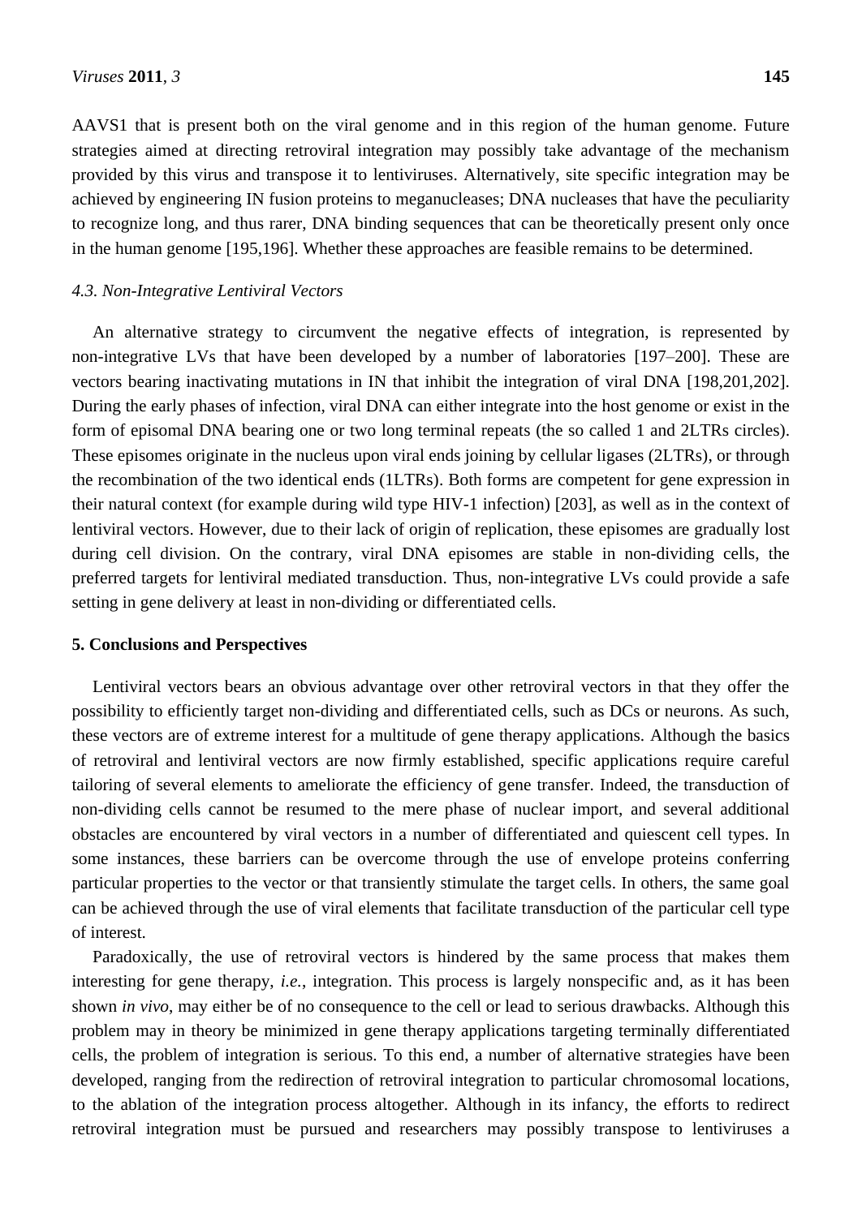AAVS1 that is present both on the viral genome and in this region of the human genome. Future strategies aimed at directing retroviral integration may possibly take advantage of the mechanism provided by this virus and transpose it to lentiviruses. Alternatively, site specific integration may be achieved by engineering IN fusion proteins to meganucleases; DNA nucleases that have the peculiarity to recognize long, and thus rarer, DNA binding sequences that can be theoretically present only once in the human genome [195,196]. Whether these approaches are feasible remains to be determined.

### *4.3. Non-Integrative Lentiviral Vectors*

An alternative strategy to circumvent the negative effects of integration, is represented by non-integrative LVs that have been developed by a number of laboratories [197–200]. These are vectors bearing inactivating mutations in IN that inhibit the integration of viral DNA [198,201,202]. During the early phases of infection, viral DNA can either integrate into the host genome or exist in the form of episomal DNA bearing one or two long terminal repeats (the so called 1 and 2LTRs circles). These episomes originate in the nucleus upon viral ends joining by cellular ligases (2LTRs), or through the recombination of the two identical ends (1LTRs). Both forms are competent for gene expression in their natural context (for example during wild type HIV-1 infection) [203], as well as in the context of lentiviral vectors. However, due to their lack of origin of replication, these episomes are gradually lost during cell division. On the contrary, viral DNA episomes are stable in non-dividing cells, the preferred targets for lentiviral mediated transduction. Thus, non-integrative LVs could provide a safe setting in gene delivery at least in non-dividing or differentiated cells.

## **5. Conclusions and Perspectives**

Lentiviral vectors bears an obvious advantage over other retroviral vectors in that they offer the possibility to efficiently target non-dividing and differentiated cells, such as DCs or neurons. As such, these vectors are of extreme interest for a multitude of gene therapy applications. Although the basics of retroviral and lentiviral vectors are now firmly established, specific applications require careful tailoring of several elements to ameliorate the efficiency of gene transfer. Indeed, the transduction of non-dividing cells cannot be resumed to the mere phase of nuclear import, and several additional obstacles are encountered by viral vectors in a number of differentiated and quiescent cell types. In some instances, these barriers can be overcome through the use of envelope proteins conferring particular properties to the vector or that transiently stimulate the target cells. In others, the same goal can be achieved through the use of viral elements that facilitate transduction of the particular cell type of interest.

Paradoxically, the use of retroviral vectors is hindered by the same process that makes them interesting for gene therapy, *i.e.*, integration. This process is largely nonspecific and, as it has been shown *in vivo*, may either be of no consequence to the cell or lead to serious drawbacks. Although this problem may in theory be minimized in gene therapy applications targeting terminally differentiated cells, the problem of integration is serious. To this end, a number of alternative strategies have been developed, ranging from the redirection of retroviral integration to particular chromosomal locations, to the ablation of the integration process altogether. Although in its infancy, the efforts to redirect retroviral integration must be pursued and researchers may possibly transpose to lentiviruses a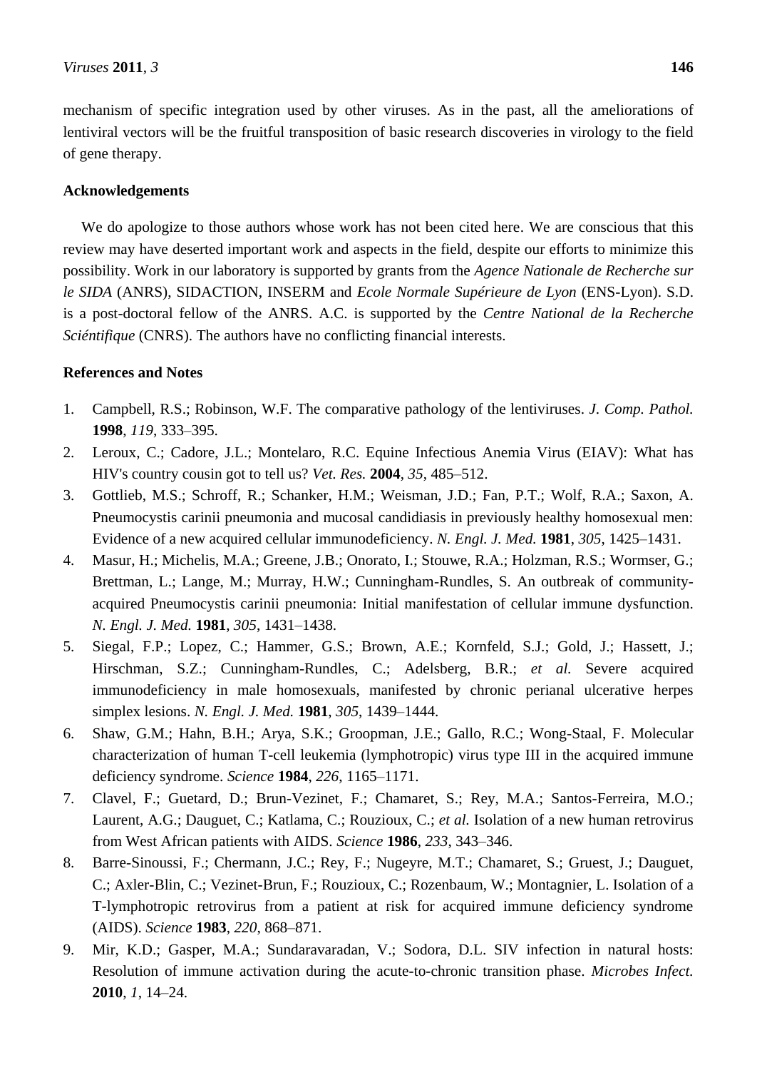mechanism of specific integration used by other viruses. As in the past, all the ameliorations of lentiviral vectors will be the fruitful transposition of basic research discoveries in virology to the field of gene therapy.

## Acknowledgements

We do apologize to those authors whose work has not been cited here. We are conscious that this review may have deserted important work and aspects in the field, despite our efforts to minimize this possibility. Work in our laboratory is supported by grants from the *Agence Nationale de Recherche sur le SIDA* (ANRS), SIDACTION, INSERM and *Ecole Normale Supérieure de Lyon* (ENS-Lyon). S.D. is a post-doctoral fellow of the ANRS. A.C. is supported by the *Centre National de la Recherche Sciéntifique* (CNRS). The authors have no conflicting financial interests.

## References and Notes

1. Campbell, R.S.; Robinson, W.F. The comparative pathology of the lentiviruses. *J. Comp. Pathol.* **1998**, *119*, 333–395.
2. Leroux, C.; Cadore, J.L.; Montelaro, R.C. Equine Infectious Anemia Virus (EIAV): What has HIV's country cousin got to tell us? *Vet. Res.* **2004**, *35*, 485–512.
3. Gottlieb, M.S.; Schroff, R.; Schanker, H.M.; Weisman, J.D.; Fan, P.T.; Wolf, R.A.; Saxon, A. Pneumocystis carinii pneumonia and mucosal candidiasis in previously healthy homosexual men: Evidence of a new acquired cellular immunodeficiency. *N. Engl. J. Med.* **1981**, *305*, 1425–1431.
4. Masur, H.; Michelis, M.A.; Greene, J.B.; Onorato, I.; Stouwe, R.A.; Holzman, R.S.; Wormser, G.; Brettman, L.; Lange, M.; Murray, H.W.; Cunningham-Rundles, S. An outbreak of community-acquired Pneumocystis carinii pneumonia: Initial manifestation of cellular immune dysfunction. *N. Engl. J. Med.* **1981**, *305*, 1431–1438.
5. Siegal, F.P.; Lopez, C.; Hammer, G.S.; Brown, A.E.; Kornfeld, S.J.; Gold, J.; Hassett, J.; Hirschman, S.Z.; Cunningham-Rundles, C.; Adelsberg, B.R.; *et al.* Severe acquired immunodeficiency in male homosexuals, manifested by chronic perianal ulcerative herpes simplex lesions. *N. Engl. J. Med.* **1981**, *305*, 1439–1444.
6. Shaw, G.M.; Hahn, B.H.; Arya, S.K.; Groopman, J.E.; Gallo, R.C.; Wong-Staal, F. Molecular characterization of human T-cell leukemia (lymphotropic) virus type III in the acquired immune deficiency syndrome. *Science* **1984**, *226*, 1165–1171.
7. Clavel, F.; Guetard, D.; Brun-Vezinet, F.; Chamaret, S.; Rey, M.A.; Santos-Ferreira, M.O.; Laurent, A.G.; Dauguet, C.; Katlama, C.; Rouzioux, C.; *et al.* Isolation of a new human retrovirus from West African patients with AIDS. *Science* **1986**, *233*, 343–346.
8. Barre-Sinoussi, F.; Chermann, J.C.; Rey, F.; Nugeyre, M.T.; Chamaret, S.; Gruest, J.; Dauguet, C.; Axler-Blin, C.; Vezinet-Brun, F.; Rouzioux, C.; Rozenbaum, W.; Montagnier, L. Isolation of a T-lymphotropic retrovirus from a patient at risk for acquired immune deficiency syndrome (AIDS). *Science* **1983**, *220*, 868–871.
9. Mir, K.D.; Gasper, M.A.; Sundaravaradan, V.; Sodora, D.L. SIV infection in natural hosts: Resolution of immune activation during the acute-to-chronic transition phase. *Microbes Infect.* **2010**, *1*, 14–24.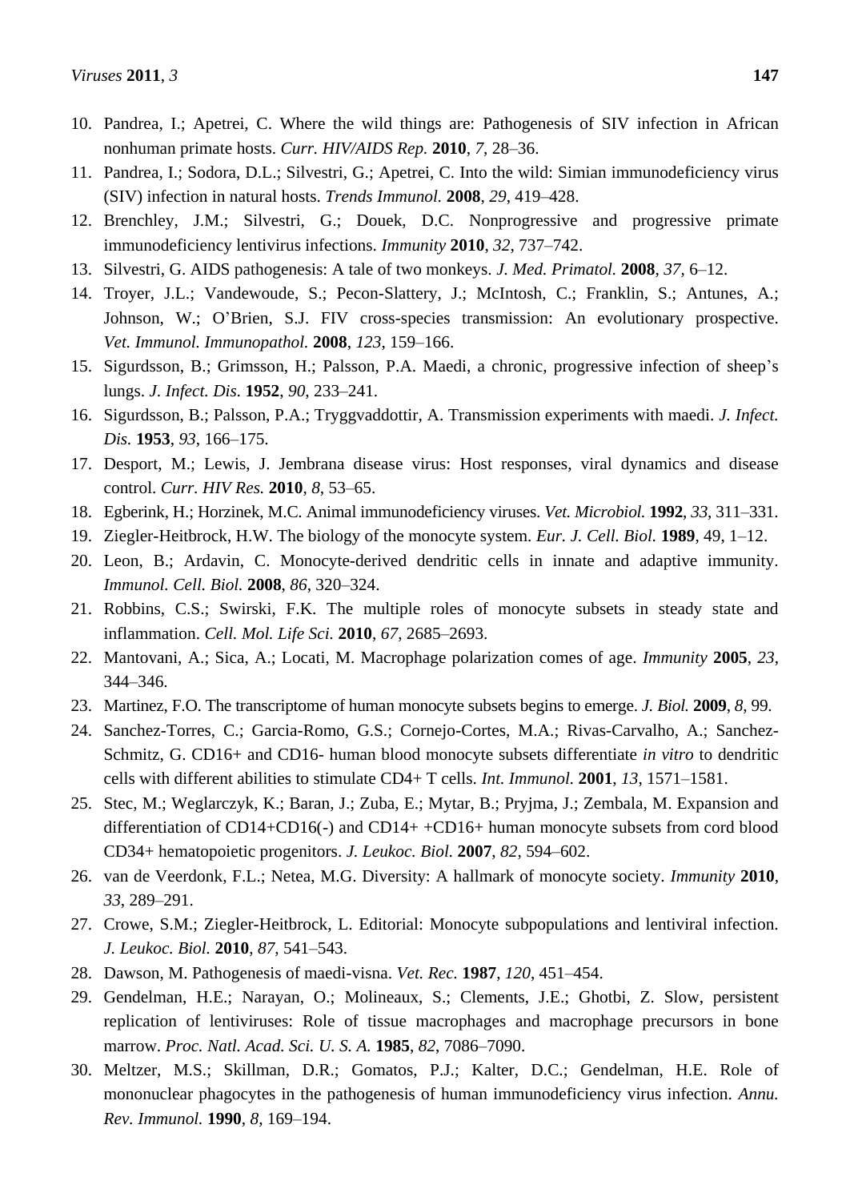10. Pandrea, I.; Apetrei, C. Where the wild things are: Pathogenesis of SIV infection in African nonhuman primate hosts. *Curr. HIV/AIDS Rep.* **2010**, *7*, 28–36.
11. Pandrea, I.; Sodora, D.L.; Silvestri, G.; Apetrei, C. Into the wild: Simian immunodeficiency virus (SIV) infection in natural hosts. *Trends Immunol.* **2008**, *29*, 419–428.
12. Brenchley, J.M.; Silvestri, G.; Douek, D.C. Nonprogressive and progressive primate immunodeficiency lentivirus infections. *Immunity* **2010**, *32*, 737–742.
13. Silvestri, G. AIDS pathogenesis: A tale of two monkeys. *J. Med. Primatol.* **2008**, *37*, 6–12.
14. Troyer, J.L.; Vandewoude, S.; Pecon-Slattery, J.; McIntosh, C.; Franklin, S.; Antunes, A.; Johnson, W.; O'Brien, S.J. FIV cross-species transmission: An evolutionary prospective. *Vet. Immunol. Immunopathol.* **2008**, *123*, 159–166.
15. Sigurdsson, B.; Grimsson, H.; Palsson, P.A. Maedi, a chronic, progressive infection of sheep's lungs. *J. Infect. Dis.* **1952**, *90*, 233–241.
16. Sigurdsson, B.; Palsson, P.A.; Tryggvaddottir, A. Transmission experiments with maedi. *J. Infect. Dis.* **1953**, *93*, 166–175.
17. Desport, M.; Lewis, J. Jembrana disease virus: Host responses, viral dynamics and disease control. *Curr. HIV Res.* **2010**, *8*, 53–65.
18. Egberink, H.; Horzinek, M.C. Animal immunodeficiency viruses. *Vet. Microbiol.* **1992**, *33*, 311–331.
19. Ziegler-Heitbrock, H.W. The biology of the monocyte system. *Eur. J. Cell. Biol.* **1989**, 49, 1–12.
20. Leon, B.; Ardavin, C. Monocyte-derived dendritic cells in innate and adaptive immunity. *Immunol. Cell. Biol.* **2008**, *86*, 320–324.
21. Robbins, C.S.; Swirski, F.K. The multiple roles of monocyte subsets in steady state and inflammation. *Cell. Mol. Life Sci.* **2010**, *67*, 2685–2693.
22. Mantovani, A.; Sica, A.; Locati, M. Macrophage polarization comes of age. *Immunity* **2005**, *23*, 344–346.
23. Martinez, F.O. The transcriptome of human monocyte subsets begins to emerge. *J. Biol.* **2009**, *8*, 99.
24. Sanchez-Torres, C.; Garcia-Romo, G.S.; Cornejo-Cortes, M.A.; Rivas-Carvalho, A.; Sanchez-Schmitz, G. CD16+ and CD16- human blood monocyte subsets differentiate *in vitro* to dendritic cells with different abilities to stimulate CD4+ T cells. *Int. Immunol.* **2001**, *13*, 1571–1581.
25. Stec, M.; Weglarczyk, K.; Baran, J.; Zuba, E.; Mytar, B.; Pryjma, J.; Zembala, M. Expansion and differentiation of CD14+CD16(-) and CD14+ +CD16+ human monocyte subsets from cord blood CD34+ hematopoietic progenitors. *J. Leukoc. Biol.* **2007**, *82*, 594–602.
26. van de Veerdonk, F.L.; Netea, M.G. Diversity: A hallmark of monocyte society. *Immunity* **2010**, *33*, 289–291.
27. Crowe, S.M.; Ziegler-Heitbrock, L. Editorial: Monocyte subpopulations and lentiviral infection. *J. Leukoc. Biol.* **2010**, *87*, 541–543.
28. Dawson, M. Pathogenesis of maedi-visna. *Vet. Rec.* **1987**, *120*, 451–454.
29. Gendelman, H.E.; Narayan, O.; Molineaux, S.; Clements, J.E.; Ghotbi, Z. Slow, persistent replication of lentiviruses: Role of tissue macrophages and macrophage precursors in bone marrow. *Proc. Natl. Acad. Sci. U. S. A.* **1985**, *82*, 7086–7090.
30. Meltzer, M.S.; Skillman, D.R.; Gomatos, P.J.; Kalter, D.C.; Gendelman, H.E. Role of mononuclear phagocytes in the pathogenesis of human immunodeficiency virus infection. *Annu. Rev. Immunol.* **1990**, *8*, 169–194.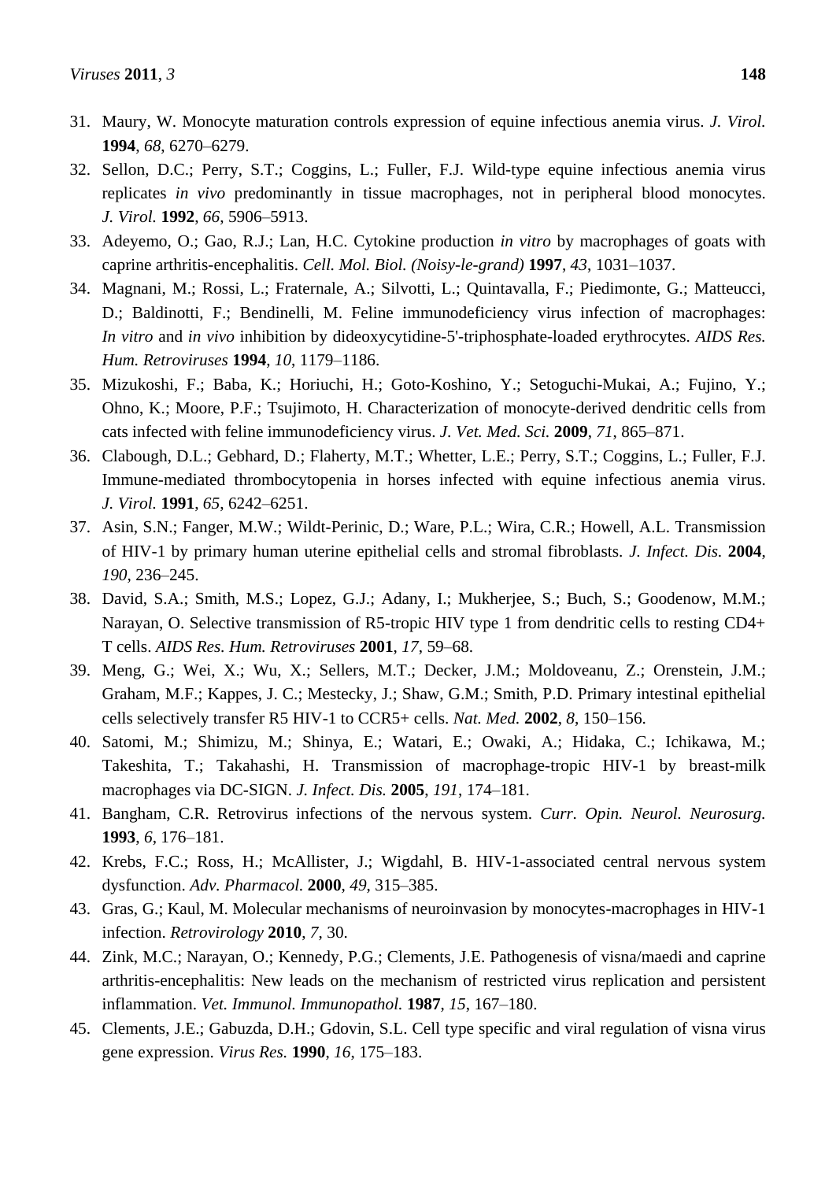31. Maury, W. Monocyte maturation controls expression of equine infectious anemia virus. *J. Virol.* **1994**, *68*, 6270–6279.
32. Sellon, D.C.; Perry, S.T.; Coggins, L.; Fuller, F.J. Wild-type equine infectious anemia virus replicates *in vivo* predominantly in tissue macrophages, not in peripheral blood monocytes. *J. Virol.* **1992**, *66*, 5906–5913.
33. Adeyemo, O.; Gao, R.J.; Lan, H.C. Cytokine production *in vitro* by macrophages of goats with caprine arthritis-encephalitis. *Cell. Mol. Biol. (Noisy-le-grand)* **1997**, *43*, 1031–1037.
34. Magnani, M.; Rossi, L.; Fraternale, A.; Silvotti, L.; Quintavalla, F.; Piedimonte, G.; Matteucci, D.; Baldinotti, F.; Bendinelli, M. Feline immunodeficiency virus infection of macrophages: *In vitro* and *in vivo* inhibition by dideoxycytidine-5'-triphosphate-loaded erythrocytes. *AIDS Res. Hum. Retroviruses* **1994**, *10*, 1179–1186.
35. Mizukoshi, F.; Baba, K.; Horiuchi, H.; Goto-Koshino, Y.; Setoguchi-Mukai, A.; Fujino, Y.; Ohno, K.; Moore, P.F.; Tsujimoto, H. Characterization of monocyte-derived dendritic cells from cats infected with feline immunodeficiency virus. *J. Vet. Med. Sci.* **2009**, *71*, 865–871.
36. Clabough, D.L.; Gebhard, D.; Flaherty, M.T.; Whetter, L.E.; Perry, S.T.; Coggins, L.; Fuller, F.J. Immune-mediated thrombocytopenia in horses infected with equine infectious anemia virus. *J. Virol.* **1991**, *65*, 6242–6251.
37. Asin, S.N.; Fanger, M.W.; Wildt-Perinic, D.; Ware, P.L.; Wira, C.R.; Howell, A.L. Transmission of HIV-1 by primary human uterine epithelial cells and stromal fibroblasts. *J. Infect. Dis.* **2004**, *190*, 236–245.
38. David, S.A.; Smith, M.S.; Lopez, G.J.; Adany, I.; Mukherjee, S.; Buch, S.; Goodenow, M.M.; Narayan, O. Selective transmission of R5-tropic HIV type 1 from dendritic cells to resting CD4+ T cells. *AIDS Res. Hum. Retroviruses* **2001**, *17*, 59–68.
39. Meng, G.; Wei, X.; Wu, X.; Sellers, M.T.; Decker, J.M.; Moldoveanu, Z.; Orenstein, J.M.; Graham, M.F.; Kappes, J. C.; Mestecky, J.; Shaw, G.M.; Smith, P.D. Primary intestinal epithelial cells selectively transfer R5 HIV-1 to CCR5+ cells. *Nat. Med.* **2002**, *8*, 150–156.
40. Satomi, M.; Shimizu, M.; Shinya, E.; Watari, E.; Owaki, A.; Hidaka, C.; Ichikawa, M.; Takeshita, T.; Takahashi, H. Transmission of macrophage-tropic HIV-1 by breast-milk macrophages via DC-SIGN. *J. Infect. Dis.* **2005**, *191*, 174–181.
41. Bangham, C.R. Retrovirus infections of the nervous system. *Curr. Opin. Neurol. Neurosurg.* **1993**, *6*, 176–181.
42. Krebs, F.C.; Ross, H.; McAllister, J.; Wigdahl, B. HIV-1-associated central nervous system dysfunction. *Adv. Pharmacol.* **2000**, *49*, 315–385.
43. Gras, G.; Kaul, M. Molecular mechanisms of neuroinvasion by monocytes-macrophages in HIV-1 infection. *Retrovirology* **2010**, *7*, 30.
44. Zink, M.C.; Narayan, O.; Kennedy, P.G.; Clements, J.E. Pathogenesis of visna/maedi and caprine arthritis-encephalitis: New leads on the mechanism of restricted virus replication and persistent inflammation. *Vet. Immunol. Immunopathol.* **1987**, *15*, 167–180.
45. Clements, J.E.; Gabuzda, D.H.; Gdovin, S.L. Cell type specific and viral regulation of visna virus gene expression. *Virus Res.* **1990**, *16*, 175–183.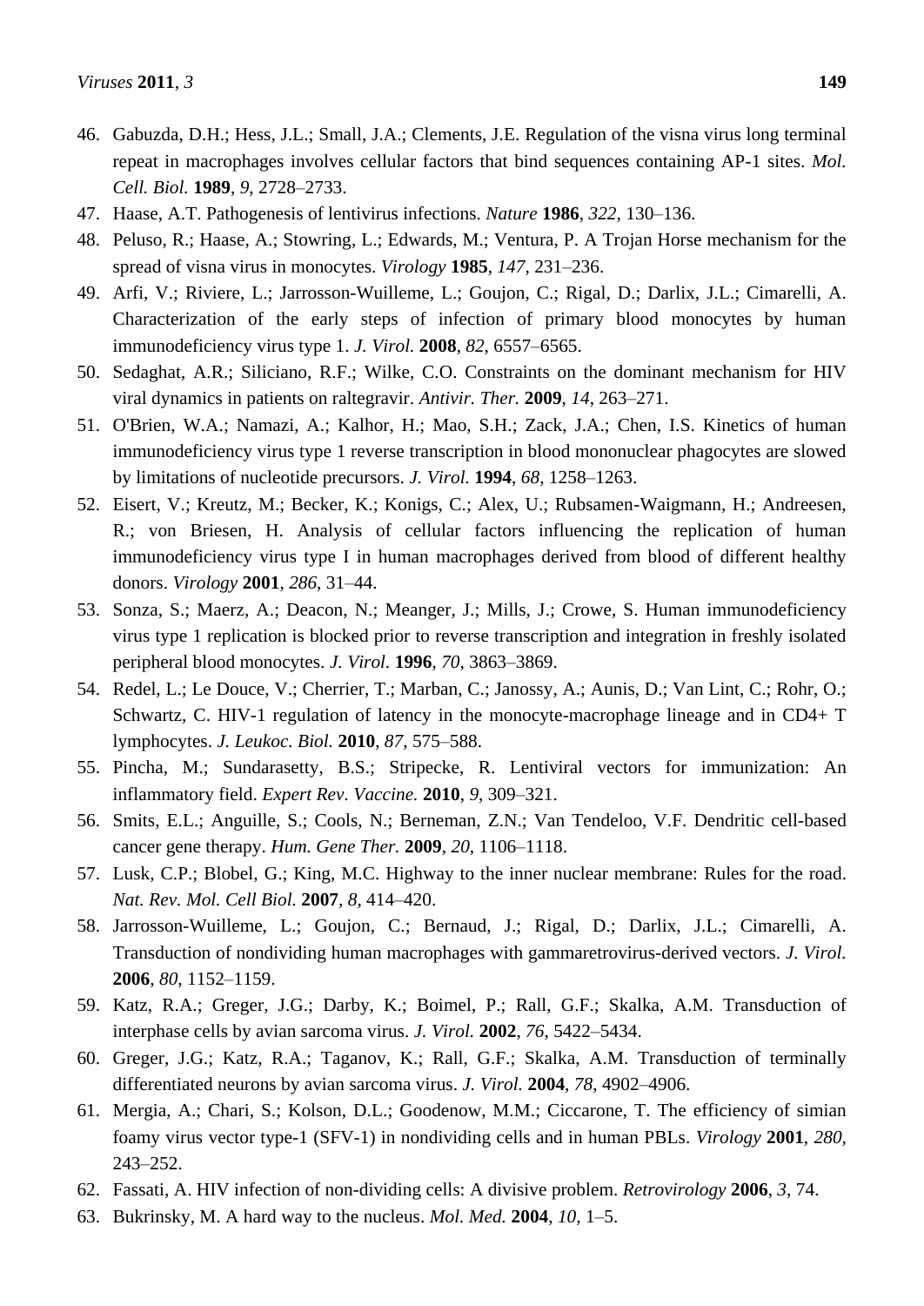46. Gabuzda, D.H.; Hess, J.L.; Small, J.A.; Clements, J.E. Regulation of the visna virus long terminal repeat in macrophages involves cellular factors that bind sequences containing AP-1 sites. *Mol. Cell. Biol.* **1989**, *9*, 2728–2733.
47. Haase, A.T. Pathogenesis of lentivirus infections. *Nature* **1986**, *322*, 130–136.
48. Peluso, R.; Haase, A.; Stowring, L.; Edwards, M.; Ventura, P. A Trojan Horse mechanism for the spread of visna virus in monocytes. *Virology* **1985**, *147*, 231–236.
49. Arfi, V.; Riviere, L.; Jarrosson-Wuilleme, L.; Goujon, C.; Rigal, D.; Darlix, J.L.; Cimarelli, A. Characterization of the early steps of infection of primary blood monocytes by human immunodeficiency virus type 1. *J. Virol.* **2008**, *82*, 6557–6565.
50. Sedaghat, A.R.; Siliciano, R.F.; Wilke, C.O. Constraints on the dominant mechanism for HIV viral dynamics in patients on raltegravir. *Antivir. Ther.* **2009**, *14*, 263–271.
51. O'Brien, W.A.; Namazi, A.; Kalhor, H.; Mao, S.H.; Zack, J.A.; Chen, I.S. Kinetics of human immunodeficiency virus type 1 reverse transcription in blood mononuclear phagocytes are slowed by limitations of nucleotide precursors. *J. Virol.* **1994**, *68*, 1258–1263.
52. Eisert, V.; Kreutz, M.; Becker, K.; Konigs, C.; Alex, U.; Rubsamen-Waigmann, H.; Andreesen, R.; von Briesen, H. Analysis of cellular factors influencing the replication of human immunodeficiency virus type I in human macrophages derived from blood of different healthy donors. *Virology* **2001**, *286*, 31–44.
53. Sonza, S.; Maerz, A.; Deacon, N.; Meanger, J.; Mills, J.; Crowe, S. Human immunodeficiency virus type 1 replication is blocked prior to reverse transcription and integration in freshly isolated peripheral blood monocytes. *J. Virol.* **1996**, *70*, 3863–3869.
54. Redel, L.; Le Douce, V.; Cherrier, T.; Marban, C.; Janossy, A.; Aunis, D.; Van Lint, C.; Rohr, O.; Schwartz, C. HIV-1 regulation of latency in the monocyte-macrophage lineage and in CD4+ T lymphocytes. *J. Leukoc. Biol.* **2010**, *87*, 575–588.
55. Pincha, M.; Sundarasetty, B.S.; Stripecke, R. Lentiviral vectors for immunization: An inflammatory field. *Expert Rev. Vaccine.* **2010**, *9*, 309–321.
56. Smits, E.L.; Anguille, S.; Cools, N.; Berneman, Z.N.; Van Tendeloo, V.F. Dendritic cell-based cancer gene therapy. *Hum. Gene Ther.* **2009**, *20*, 1106–1118.
57. Lusk, C.P.; Blobel, G.; King, M.C. Highway to the inner nuclear membrane: Rules for the road. *Nat. Rev. Mol. Cell Biol.* **2007**, *8*, 414–420.
58. Jarrosson-Wuilleme, L.; Goujon, C.; Bernaud, J.; Rigal, D.; Darlix, J.L.; Cimarelli, A. Transduction of nondividing human macrophages with gammaretrovirus-derived vectors. *J. Virol.* **2006**, *80*, 1152–1159.
59. Katz, R.A.; Greger, J.G.; Darby, K.; Boimel, P.; Rall, G.F.; Skalka, A.M. Transduction of interphase cells by avian sarcoma virus. *J. Virol.* **2002**, *76*, 5422–5434.
60. Greger, J.G.; Katz, R.A.; Taganov, K.; Rall, G.F.; Skalka, A.M. Transduction of terminally differentiated neurons by avian sarcoma virus. *J. Virol.* **2004**, *78*, 4902–4906.
61. Mergia, A.; Chari, S.; Kolson, D.L.; Goodenow, M.M.; Ciccarone, T. The efficiency of simian foamy virus vector type-1 (SFV-1) in nondividing cells and in human PBLs. *Virology* **2001**, *280*, 243–252.
62. Fassati, A. HIV infection of non-dividing cells: A divisive problem. *Retrovirology* **2006**, *3*, 74.
63. Bukrinsky, M. A hard way to the nucleus. *Mol. Med.* **2004**, *10*, 1–5.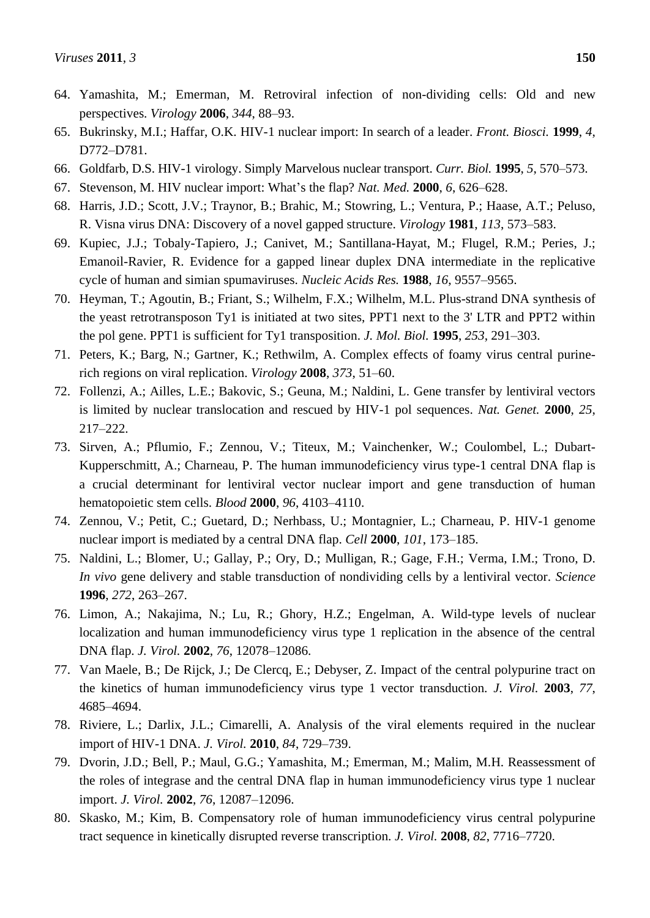64. Yamashita, M.; Emerman, M. Retroviral infection of non-dividing cells: Old and new perspectives. *Virology* **2006**, *344*, 88–93.
65. Bukrinsky, M.I.; Haffar, O.K. HIV-1 nuclear import: In search of a leader. *Front. Biosci.* **1999**, *4*, D772–D781.
66. Goldfarb, D.S. HIV-1 virology. Simply Marvelous nuclear transport. *Curr. Biol.* **1995**, *5*, 570–573.
67. Stevenson, M. HIV nuclear import: What's the flap? *Nat. Med.* **2000**, *6*, 626–628.
68. Harris, J.D.; Scott, J.V.; Traynor, B.; Brahic, M.; Stowring, L.; Ventura, P.; Haase, A.T.; Peluso, R. Visna virus DNA: Discovery of a novel gapped structure. *Virology* **1981**, *113*, 573–583.
69. Kupiec, J.J.; Tobaly-Tapiero, J.; Canivet, M.; Santillana-Hayat, M.; Flugel, R.M.; Peries, J.; Emanoil-Ravier, R. Evidence for a gapped linear duplex DNA intermediate in the replicative cycle of human and simian spumaviruses. *Nucleic Acids Res.* **1988**, *16*, 9557–9565.
70. Heyman, T.; Agoutin, B.; Friant, S.; Wilhelm, F.X.; Wilhelm, M.L. Plus-strand DNA synthesis of the yeast retrotransposon Ty1 is initiated at two sites, PPT1 next to the 3' LTR and PPT2 within the pol gene. PPT1 is sufficient for Ty1 transposition. *J. Mol. Biol.* **1995**, *253*, 291–303.
71. Peters, K.; Barg, N.; Gartner, K.; Rethwilm, A. Complex effects of foamy virus central purine-rich regions on viral replication. *Virology* **2008**, *373*, 51–60.
72. Follenzi, A.; Ailles, L.E.; Bakovic, S.; Geuna, M.; Naldini, L. Gene transfer by lentiviral vectors is limited by nuclear translocation and rescued by HIV-1 pol sequences. *Nat. Genet.* **2000**, *25*, 217–222.
73. Sirven, A.; Pflumio, F.; Zennou, V.; Titeux, M.; Vainchenker, W.; Coulombel, L.; Dubart-Kupperschmitt, A.; Charneau, P. The human immunodeficiency virus type-1 central DNA flap is a crucial determinant for lentiviral vector nuclear import and gene transduction of human hematopoietic stem cells. *Blood* **2000**, *96*, 4103–4110.
74. Zennou, V.; Petit, C.; Guetard, D.; Nerhbass, U.; Montagnier, L.; Charneau, P. HIV-1 genome nuclear import is mediated by a central DNA flap. *Cell* **2000**, *101*, 173–185.
75. Naldini, L.; Blomer, U.; Gallay, P.; Ory, D.; Mulligan, R.; Gage, F.H.; Verma, I.M.; Trono, D. *In vivo* gene delivery and stable transduction of nondividing cells by a lentiviral vector. *Science* **1996**, *272*, 263–267.
76. Limon, A.; Nakajima, N.; Lu, R.; Ghory, H.Z.; Engelman, A. Wild-type levels of nuclear localization and human immunodeficiency virus type 1 replication in the absence of the central DNA flap. *J. Virol.* **2002**, *76*, 12078–12086.
77. Van Maele, B.; De Rijck, J.; De Clercq, E.; Debyser, Z. Impact of the central polypurine tract on the kinetics of human immunodeficiency virus type 1 vector transduction. *J. Virol.* **2003**, *77*, 4685–4694.
78. Riviere, L.; Darlix, J.L.; Cimarelli, A. Analysis of the viral elements required in the nuclear import of HIV-1 DNA. *J. Virol.* **2010**, *84*, 729–739.
79. Dvorin, J.D.; Bell, P.; Maul, G.G.; Yamashita, M.; Emerman, M.; Malim, M.H. Reassessment of the roles of integrase and the central DNA flap in human immunodeficiency virus type 1 nuclear import. *J. Virol.* **2002**, *76*, 12087–12096.
80. Skasko, M.; Kim, B. Compensatory role of human immunodeficiency virus central polypurine tract sequence in kinetically disrupted reverse transcription. *J. Virol.* **2008**, *82*, 7716–7720.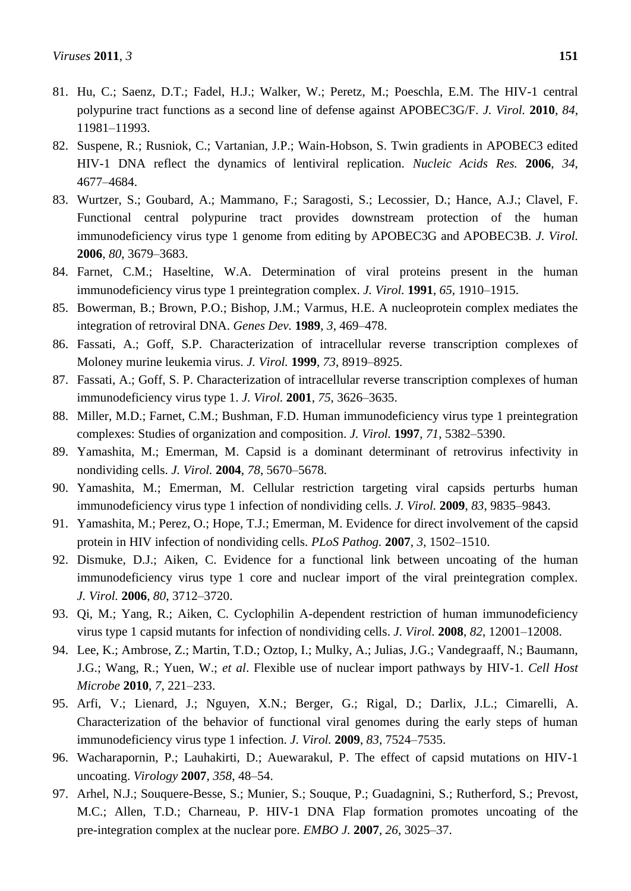81. Hu, C.; Saenz, D.T.; Fadel, H.J.; Walker, W.; Peretz, M.; Poeschla, E.M. The HIV-1 central polypurine tract functions as a second line of defense against APOBEC3G/F. *J. Virol.* **2010**, *84*, 11981–11993.
82. Suspene, R.; Rusniok, C.; Vartanian, J.P.; Wain-Hobson, S. Twin gradients in APOBEC3 edited HIV-1 DNA reflect the dynamics of lentiviral replication. *Nucleic Acids Res.* **2006**, *34*, 4677–4684.
83. Wurtzer, S.; Goubard, A.; Mammano, F.; Saragosti, S.; Lecossier, D.; Hance, A.J.; Clavel, F. Functional central polypurine tract provides downstream protection of the human immunodeficiency virus type 1 genome from editing by APOBEC3G and APOBEC3B. *J. Virol.* **2006**, *80*, 3679–3683.
84. Farnet, C.M.; Haseltine, W.A. Determination of viral proteins present in the human immunodeficiency virus type 1 preintegration complex. *J. Virol.* **1991**, *65*, 1910–1915.
85. Bowerman, B.; Brown, P.O.; Bishop, J.M.; Varmus, H.E. A nucleoprotein complex mediates the integration of retroviral DNA. *Genes Dev.* **1989**, *3*, 469–478.
86. Fassati, A.; Goff, S.P. Characterization of intracellular reverse transcription complexes of Moloney murine leukemia virus. *J. Virol.* **1999**, *73*, 8919–8925.
87. Fassati, A.; Goff, S. P. Characterization of intracellular reverse transcription complexes of human immunodeficiency virus type 1. *J. Virol.* **2001**, *75*, 3626–3635.
88. Miller, M.D.; Farnet, C.M.; Bushman, F.D. Human immunodeficiency virus type 1 preintegration complexes: Studies of organization and composition. *J. Virol.* **1997**, *71*, 5382–5390.
89. Yamashita, M.; Emerman, M. Capsid is a dominant determinant of retrovirus infectivity in nondividing cells. *J. Virol.* **2004**, *78*, 5670–5678.
90. Yamashita, M.; Emerman, M. Cellular restriction targeting viral capsids perturbs human immunodeficiency virus type 1 infection of nondividing cells. *J. Virol.* **2009**, *83*, 9835–9843.
91. Yamashita, M.; Perez, O.; Hope, T.J.; Emerman, M. Evidence for direct involvement of the capsid protein in HIV infection of nondividing cells. *PLoS Pathog.* **2007**, *3*, 1502–1510.
92. Dismuke, D.J.; Aiken, C. Evidence for a functional link between uncoating of the human immunodeficiency virus type 1 core and nuclear import of the viral preintegration complex. *J. Virol.* **2006**, *80*, 3712–3720.
93. Qi, M.; Yang, R.; Aiken, C. Cyclophilin A-dependent restriction of human immunodeficiency virus type 1 capsid mutants for infection of nondividing cells. *J. Virol.* **2008**, *82*, 12001–12008.
94. Lee, K.; Ambrose, Z.; Martin, T.D.; Oztop, I.; Mulky, A.; Julias, J.G.; Vandegraaff, N.; Baumann, J.G.; Wang, R.; Yuen, W.; *et al*. Flexible use of nuclear import pathways by HIV-1. *Cell Host Microbe* **2010**, *7*, 221–233.
95. Arfi, V.; Lienard, J.; Nguyen, X.N.; Berger, G.; Rigal, D.; Darlix, J.L.; Cimarelli, A. Characterization of the behavior of functional viral genomes during the early steps of human immunodeficiency virus type 1 infection. *J. Virol.* **2009**, *83*, 7524–7535.
96. Wacharapornin, P.; Lauhakirti, D.; Auewarakul, P. The effect of capsid mutations on HIV-1 uncoating. *Virology* **2007**, *358*, 48–54.
97. Arhel, N.J.; Souquere-Besse, S.; Munier, S.; Souque, P.; Guadagnini, S.; Rutherford, S.; Prevost, M.C.; Allen, T.D.; Charneau, P. HIV-1 DNA Flap formation promotes uncoating of the pre-integration complex at the nuclear pore. *EMBO J.* **2007**, *26*, 3025–37.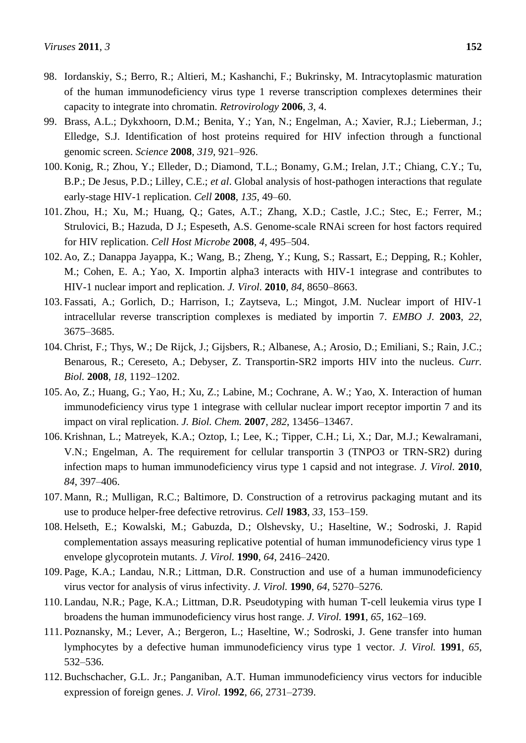98. Iordanskiy, S.; Berro, R.; Altieri, M.; Kashanchi, F.; Bukrinsky, M. Intracytoplasmic maturation of the human immunodeficiency virus type 1 reverse transcription complexes determines their capacity to integrate into chromatin. *Retrovirology* **2006**, *3*, 4.
99. Brass, A.L.; Dykxhoorn, D.M.; Benita, Y.; Yan, N.; Engelman, A.; Xavier, R.J.; Lieberman, J.; Elledge, S.J. Identification of host proteins required for HIV infection through a functional genomic screen. *Science* **2008**, *319*, 921–926.
100. Konig, R.; Zhou, Y.; Elleder, D.; Diamond, T.L.; Bonamy, G.M.; Irelan, J.T.; Chiang, C.Y.; Tu, B.P.; De Jesus, P.D.; Lilley, C.E.; *et al*. Global analysis of host-pathogen interactions that regulate early-stage HIV-1 replication. *Cell* **2008**, *135*, 49–60.
101. Zhou, H.; Xu, M.; Huang, Q.; Gates, A.T.; Zhang, X.D.; Castle, J.C.; Stec, E.; Ferrer, M.; Strulovici, B.; Hazuda, D J.; Espeseth, A.S. Genome-scale RNAi screen for host factors required for HIV replication. *Cell Host Microbe* **2008**, *4*, 495–504.
102. Ao, Z.; Danappa Jayappa, K.; Wang, B.; Zheng, Y.; Kung, S.; Rassart, E.; Depping, R.; Kohler, M.; Cohen, E. A.; Yao, X. Importin alpha3 interacts with HIV-1 integrase and contributes to HIV-1 nuclear import and replication. *J. Virol.* **2010**, *84*, 8650–8663.
103. Fassati, A.; Gorlich, D.; Harrison, I.; Zaytseva, L.; Mingot, J.M. Nuclear import of HIV-1 intracellular reverse transcription complexes is mediated by importin 7. *EMBO J.* **2003**, *22*, 3675–3685.
104. Christ, F.; Thys, W.; De Rijck, J.; Gijsbers, R.; Albanese, A.; Arosio, D.; Emiliani, S.; Rain, J.C.; Benarous, R.; Cereseto, A.; Debyser, Z. Transportin-SR2 imports HIV into the nucleus. *Curr. Biol.* **2008**, *18*, 1192–1202.
105. Ao, Z.; Huang, G.; Yao, H.; Xu, Z.; Labine, M.; Cochrane, A. W.; Yao, X. Interaction of human immunodeficiency virus type 1 integrase with cellular nuclear import receptor importin 7 and its impact on viral replication. *J. Biol. Chem.* **2007**, *282*, 13456–13467.
106. Krishnan, L.; Matreyek, K.A.; Oztop, I.; Lee, K.; Tipper, C.H.; Li, X.; Dar, M.J.; Kewalramani, V.N.; Engelman, A. The requirement for cellular transportin 3 (TNPO3 or TRN-SR2) during infection maps to human immunodeficiency virus type 1 capsid and not integrase. *J. Virol.* **2010**, *84*, 397–406.
107. Mann, R.; Mulligan, R.C.; Baltimore, D. Construction of a retrovirus packaging mutant and its use to produce helper-free defective retrovirus. *Cell* **1983**, *33*, 153–159.
108. Helseth, E.; Kowalski, M.; Gabuzda, D.; Olshevsky, U.; Haseltine, W.; Sodroski, J. Rapid complementation assays measuring replicative potential of human immunodeficiency virus type 1 envelope glycoprotein mutants. *J. Virol.* **1990**, *64*, 2416–2420.
109. Page, K.A.; Landau, N.R.; Littman, D.R. Construction and use of a human immunodeficiency virus vector for analysis of virus infectivity. *J. Virol.* **1990**, *64*, 5270–5276.
110. Landau, N.R.; Page, K.A.; Littman, D.R. Pseudotyping with human T-cell leukemia virus type I broadens the human immunodeficiency virus host range. *J. Virol.* **1991**, *65*, 162–169.
111. Poznansky, M.; Lever, A.; Bergeron, L.; Haseltine, W.; Sodroski, J. Gene transfer into human lymphocytes by a defective human immunodeficiency virus type 1 vector. *J. Virol.* **1991**, *65*, 532–536.
112. Buchschacher, G.L. Jr.; Panganiban, A.T. Human immunodeficiency virus vectors for inducible expression of foreign genes. *J. Virol.* **1992**, *66*, 2731–2739.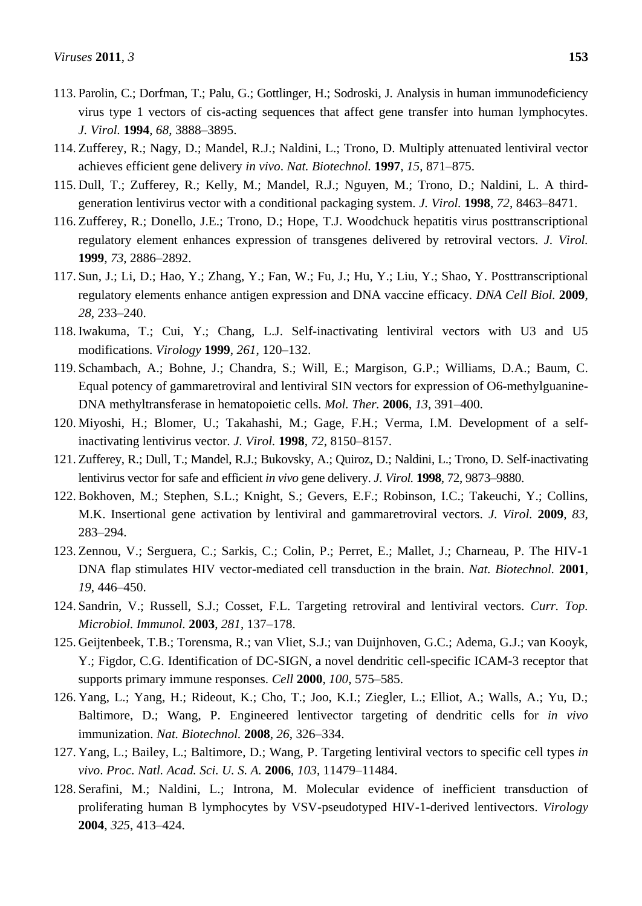113. Parolin, C.; Dorfman, T.; Palu, G.; Gottlinger, H.; Sodroski, J. Analysis in human immunodeficiency virus type 1 vectors of cis-acting sequences that affect gene transfer into human lymphocytes. *J. Virol.* **1994**, *68*, 3888–3895.
114. Zufferey, R.; Nagy, D.; Mandel, R.J.; Naldini, L.; Trono, D. Multiply attenuated lentiviral vector achieves efficient gene delivery *in vivo*. *Nat. Biotechnol.* **1997**, *15*, 871–875.
115. Dull, T.; Zufferey, R.; Kelly, M.; Mandel, R.J.; Nguyen, M.; Trono, D.; Naldini, L. A third-generation lentivirus vector with a conditional packaging system. *J. Virol.* **1998**, *72*, 8463–8471.
116. Zufferey, R.; Donello, J.E.; Trono, D.; Hope, T.J. Woodchuck hepatitis virus posttranscriptional regulatory element enhances expression of transgenes delivered by retroviral vectors. *J. Virol.* **1999**, *73*, 2886–2892.
117. Sun, J.; Li, D.; Hao, Y.; Zhang, Y.; Fan, W.; Fu, J.; Hu, Y.; Liu, Y.; Shao, Y. Posttranscriptional regulatory elements enhance antigen expression and DNA vaccine efficacy. *DNA Cell Biol.* **2009**, *28*, 233–240.
118. Iwakuma, T.; Cui, Y.; Chang, L.J. Self-inactivating lentiviral vectors with U3 and U5 modifications. *Virology* **1999**, *261*, 120–132.
119. Schambach, A.; Bohne, J.; Chandra, S.; Will, E.; Margison, G.P.; Williams, D.A.; Baum, C. Equal potency of gammaretroviral and lentiviral SIN vectors for expression of O6-methylguanine-DNA methyltransferase in hematopoietic cells. *Mol. Ther.* **2006**, *13*, 391–400.
120. Miyoshi, H.; Blomer, U.; Takahashi, M.; Gage, F.H.; Verma, I.M. Development of a self-inactivating lentivirus vector. *J. Virol.* **1998**, *72*, 8150–8157.
121. Zufferey, R.; Dull, T.; Mandel, R.J.; Bukovsky, A.; Quiroz, D.; Naldini, L.; Trono, D. Self-inactivating lentivirus vector for safe and efficient *in vivo* gene delivery. *J. Virol.* **1998**, 72, 9873–9880.
122. Bokhoven, M.; Stephen, S.L.; Knight, S.; Gevers, E.F.; Robinson, I.C.; Takeuchi, Y.; Collins, M.K. Insertional gene activation by lentiviral and gammaretroviral vectors. *J. Virol.* **2009**, *83*, 283–294.
123. Zennou, V.; Serguera, C.; Sarkis, C.; Colin, P.; Perret, E.; Mallet, J.; Charneau, P. The HIV-1 DNA flap stimulates HIV vector-mediated cell transduction in the brain. *Nat. Biotechnol.* **2001**, *19*, 446–450.
124. Sandrin, V.; Russell, S.J.; Cosset, F.L. Targeting retroviral and lentiviral vectors. *Curr. Top. Microbiol. Immunol.* **2003**, *281*, 137–178.
125. Geijtenbeek, T.B.; Torensma, R.; van Vliet, S.J.; van Duijnhoven, G.C.; Adema, G.J.; van Kooyk, Y.; Figdor, C.G. Identification of DC-SIGN, a novel dendritic cell-specific ICAM-3 receptor that supports primary immune responses. *Cell* **2000**, *100*, 575–585.
126. Yang, L.; Yang, H.; Rideout, K.; Cho, T.; Joo, K.I.; Ziegler, L.; Elliot, A.; Walls, A.; Yu, D.; Baltimore, D.; Wang, P. Engineered lentivector targeting of dendritic cells for *in vivo* immunization. *Nat. Biotechnol.* **2008**, *26*, 326–334.
127. Yang, L.; Bailey, L.; Baltimore, D.; Wang, P. Targeting lentiviral vectors to specific cell types *in vivo*. *Proc. Natl. Acad. Sci. U. S. A.* **2006**, *103*, 11479–11484.
128. Serafini, M.; Naldini, L.; Introna, M. Molecular evidence of inefficient transduction of proliferating human B lymphocytes by VSV-pseudotyped HIV-1-derived lentivectors. *Virology* **2004**, *325*, 413–424.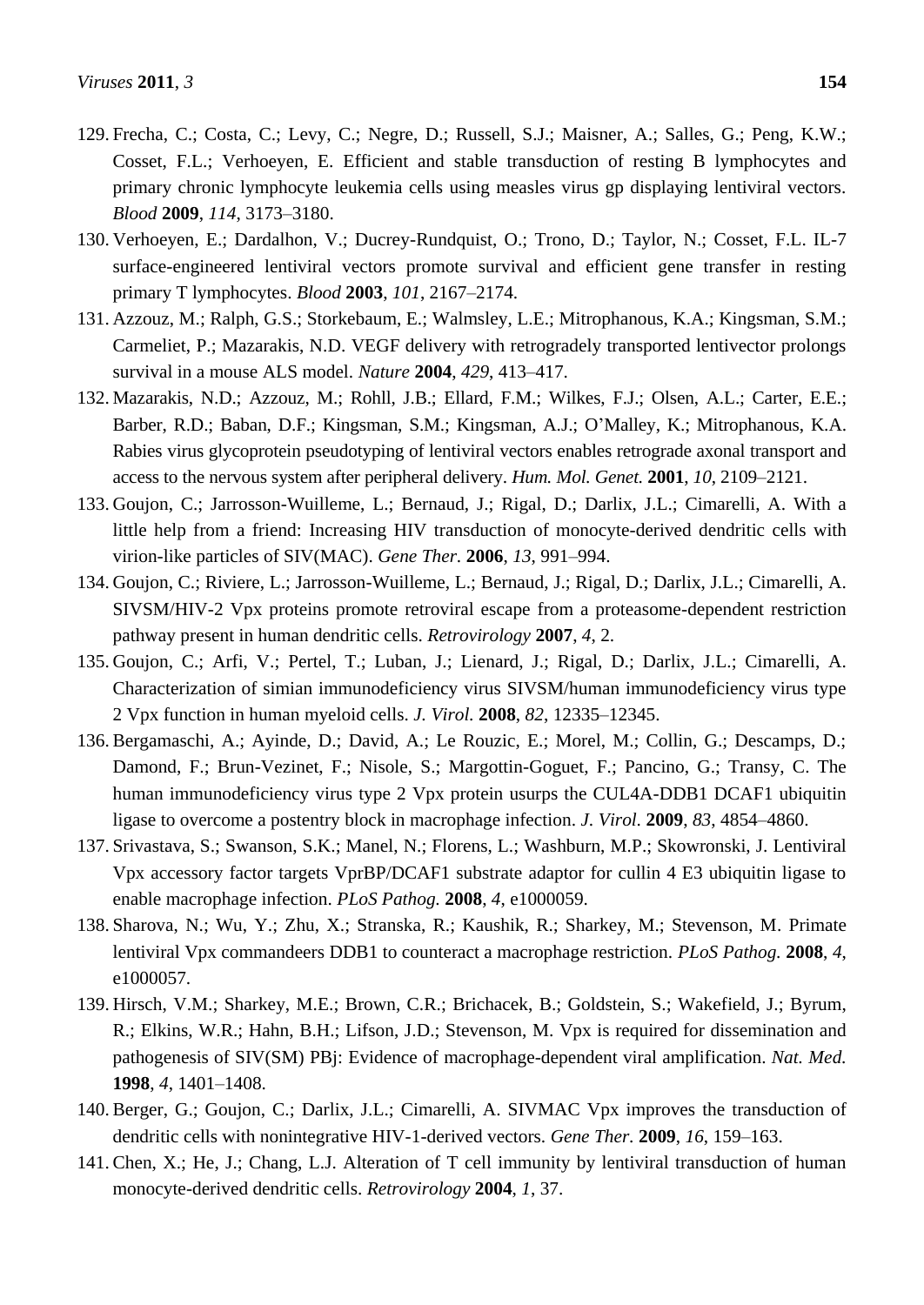129. Frecha, C.; Costa, C.; Levy, C.; Negre, D.; Russell, S.J.; Maisner, A.; Salles, G.; Peng, K.W.; Cosset, F.L.; Verhoeyen, E. Efficient and stable transduction of resting B lymphocytes and primary chronic lymphocyte leukemia cells using measles virus gp displaying lentiviral vectors. *Blood* **2009**, *114*, 3173–3180.
130. Verhoeyen, E.; Dardalhon, V.; Ducrey-Rundquist, O.; Trono, D.; Taylor, N.; Cosset, F.L. IL-7 surface-engineered lentiviral vectors promote survival and efficient gene transfer in resting primary T lymphocytes. *Blood* **2003**, *101*, 2167–2174.
131. Azzouz, M.; Ralph, G.S.; Storkebaum, E.; Walmsley, L.E.; Mitrophanous, K.A.; Kingsman, S.M.; Carmeliet, P.; Mazarakis, N.D. VEGF delivery with retrogradely transported lentivector prolongs survival in a mouse ALS model. *Nature* **2004**, *429*, 413–417.
132. Mazarakis, N.D.; Azzouz, M.; Rohll, J.B.; Ellard, F.M.; Wilkes, F.J.; Olsen, A.L.; Carter, E.E.; Barber, R.D.; Baban, D.F.; Kingsman, S.M.; Kingsman, A.J.; O'Malley, K.; Mitrophanous, K.A. Rabies virus glycoprotein pseudotyping of lentiviral vectors enables retrograde axonal transport and access to the nervous system after peripheral delivery. *Hum. Mol. Genet.* **2001**, *10*, 2109–2121.
133. Goujon, C.; Jarrosson-Wuilleme, L.; Bernaud, J.; Rigal, D.; Darlix, J.L.; Cimarelli, A. With a little help from a friend: Increasing HIV transduction of monocyte-derived dendritic cells with virion-like particles of SIV(MAC). *Gene Ther.* **2006**, *13*, 991–994.
134. Goujon, C.; Riviere, L.; Jarrosson-Wuilleme, L.; Bernaud, J.; Rigal, D.; Darlix, J.L.; Cimarelli, A. SIVSM/HIV-2 Vpx proteins promote retroviral escape from a proteasome-dependent restriction pathway present in human dendritic cells. *Retrovirology* **2007**, *4*, 2.
135. Goujon, C.; Arfi, V.; Pertel, T.; Luban, J.; Lienard, J.; Rigal, D.; Darlix, J.L.; Cimarelli, A. Characterization of simian immunodeficiency virus SIVSM/human immunodeficiency virus type 2 Vpx function in human myeloid cells. *J. Virol.* **2008**, *82*, 12335–12345.
136. Bergamaschi, A.; Ayinde, D.; David, A.; Le Rouzic, E.; Morel, M.; Collin, G.; Descamps, D.; Damond, F.; Brun-Vezinet, F.; Nisole, S.; Margottin-Goguet, F.; Pancino, G.; Transy, C. The human immunodeficiency virus type 2 Vpx protein usurps the CUL4A-DDB1 DCAF1 ubiquitin ligase to overcome a postentry block in macrophage infection. *J. Virol.* **2009**, *83*, 4854–4860.
137. Srivastava, S.; Swanson, S.K.; Manel, N.; Florens, L.; Washburn, M.P.; Skowronski, J. Lentiviral Vpx accessory factor targets VprBP/DCAF1 substrate adaptor for cullin 4 E3 ubiquitin ligase to enable macrophage infection. *PLoS Pathog.* **2008**, *4*, e1000059.
138. Sharova, N.; Wu, Y.; Zhu, X.; Stranska, R.; Kaushik, R.; Sharkey, M.; Stevenson, M. Primate lentiviral Vpx commandeers DDB1 to counteract a macrophage restriction. *PLoS Pathog.* **2008**, *4*, e1000057.
139. Hirsch, V.M.; Sharkey, M.E.; Brown, C.R.; Brichacek, B.; Goldstein, S.; Wakefield, J.; Byrum, R.; Elkins, W.R.; Hahn, B.H.; Lifson, J.D.; Stevenson, M. Vpx is required for dissemination and pathogenesis of SIV(SM) PBj: Evidence of macrophage-dependent viral amplification. *Nat. Med.* **1998**, *4*, 1401–1408.
140. Berger, G.; Goujon, C.; Darlix, J.L.; Cimarelli, A. SIVMAC Vpx improves the transduction of dendritic cells with nonintegrative HIV-1-derived vectors. *Gene Ther.* **2009**, *16*, 159–163.
141. Chen, X.; He, J.; Chang, L.J. Alteration of T cell immunity by lentiviral transduction of human monocyte-derived dendritic cells. *Retrovirology* **2004**, *1*, 37.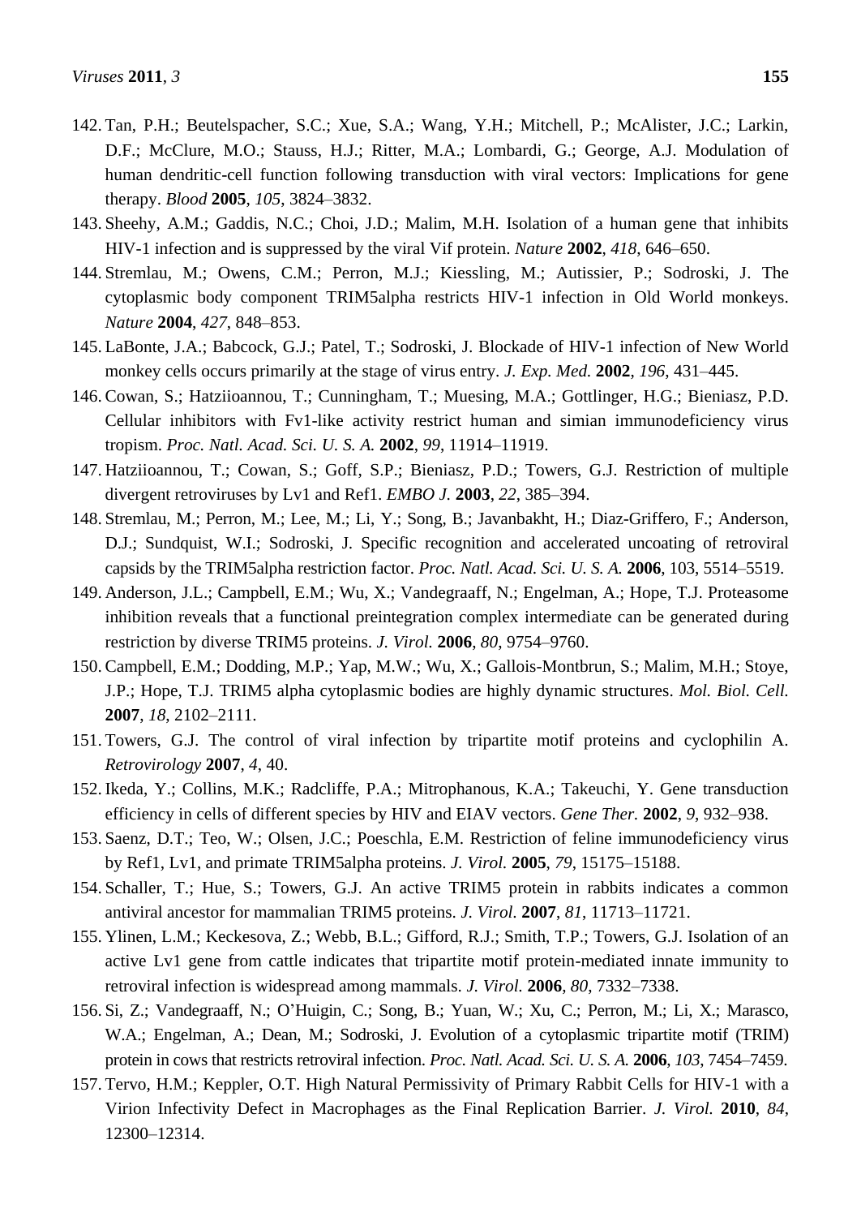142. Tan, P.H.; Beutelspacher, S.C.; Xue, S.A.; Wang, Y.H.; Mitchell, P.; McAlister, J.C.; Larkin, D.F.; McClure, M.O.; Stauss, H.J.; Ritter, M.A.; Lombardi, G.; George, A.J. Modulation of human dendritic-cell function following transduction with viral vectors: Implications for gene therapy. *Blood* **2005**, *105*, 3824–3832.
143. Sheehy, A.M.; Gaddis, N.C.; Choi, J.D.; Malim, M.H. Isolation of a human gene that inhibits HIV-1 infection and is suppressed by the viral Vif protein. *Nature* **2002**, *418*, 646–650.
144. Stremlau, M.; Owens, C.M.; Perron, M.J.; Kiessling, M.; Autissier, P.; Sodroski, J. The cytoplasmic body component TRIM5alpha restricts HIV-1 infection in Old World monkeys. *Nature* **2004**, *427*, 848–853.
145. LaBonte, J.A.; Babcock, G.J.; Patel, T.; Sodroski, J. Blockade of HIV-1 infection of New World monkey cells occurs primarily at the stage of virus entry. *J. Exp. Med.* **2002**, *196*, 431–445.
146. Cowan, S.; Hatziioannou, T.; Cunningham, T.; Muesing, M.A.; Gottlinger, H.G.; Bieniasz, P.D. Cellular inhibitors with Fv1-like activity restrict human and simian immunodeficiency virus tropism. *Proc. Natl. Acad. Sci. U. S. A.* **2002**, *99*, 11914–11919.
147. Hatziioannou, T.; Cowan, S.; Goff, S.P.; Bieniasz, P.D.; Towers, G.J. Restriction of multiple divergent retroviruses by Lv1 and Ref1. *EMBO J.* **2003**, *22*, 385–394.
148. Stremlau, M.; Perron, M.; Lee, M.; Li, Y.; Song, B.; Javanbakht, H.; Diaz-Griffero, F.; Anderson, D.J.; Sundquist, W.I.; Sodroski, J. Specific recognition and accelerated uncoating of retroviral capsids by the TRIM5alpha restriction factor. *Proc. Natl. Acad. Sci. U. S. A.* **2006**, 103, 5514–5519.
149. Anderson, J.L.; Campbell, E.M.; Wu, X.; Vandegraaff, N.; Engelman, A.; Hope, T.J. Proteasome inhibition reveals that a functional preintegration complex intermediate can be generated during restriction by diverse TRIM5 proteins. *J. Virol.* **2006**, *80*, 9754–9760.
150. Campbell, E.M.; Dodding, M.P.; Yap, M.W.; Wu, X.; Gallois-Montbrun, S.; Malim, M.H.; Stoye, J.P.; Hope, T.J. TRIM5 alpha cytoplasmic bodies are highly dynamic structures. *Mol. Biol. Cell.* **2007**, *18*, 2102–2111.
151. Towers, G.J. The control of viral infection by tripartite motif proteins and cyclophilin A. *Retrovirology* **2007**, *4*, 40.
152. Ikeda, Y.; Collins, M.K.; Radcliffe, P.A.; Mitrophanous, K.A.; Takeuchi, Y. Gene transduction efficiency in cells of different species by HIV and EIAV vectors. *Gene Ther.* **2002**, *9*, 932–938.
153. Saenz, D.T.; Teo, W.; Olsen, J.C.; Poeschla, E.M. Restriction of feline immunodeficiency virus by Ref1, Lv1, and primate TRIM5alpha proteins. *J. Virol.* **2005**, *79*, 15175–15188.
154. Schaller, T.; Hue, S.; Towers, G.J. An active TRIM5 protein in rabbits indicates a common antiviral ancestor for mammalian TRIM5 proteins. *J. Virol.* **2007**, *81*, 11713–11721.
155. Ylinen, L.M.; Keckesova, Z.; Webb, B.L.; Gifford, R.J.; Smith, T.P.; Towers, G.J. Isolation of an active Lv1 gene from cattle indicates that tripartite motif protein-mediated innate immunity to retroviral infection is widespread among mammals. *J. Virol.* **2006**, *80*, 7332–7338.
156. Si, Z.; Vandegraaff, N.; O'Huigin, C.; Song, B.; Yuan, W.; Xu, C.; Perron, M.; Li, X.; Marasco, W.A.; Engelman, A.; Dean, M.; Sodroski, J. Evolution of a cytoplasmic tripartite motif (TRIM) protein in cows that restricts retroviral infection. *Proc. Natl. Acad. Sci. U. S. A.* **2006**, *103*, 7454–7459.
157. Tervo, H.M.; Keppler, O.T. High Natural Permissivity of Primary Rabbit Cells for HIV-1 with a Virion Infectivity Defect in Macrophages as the Final Replication Barrier. *J. Virol.* **2010**, *84*, 12300–12314.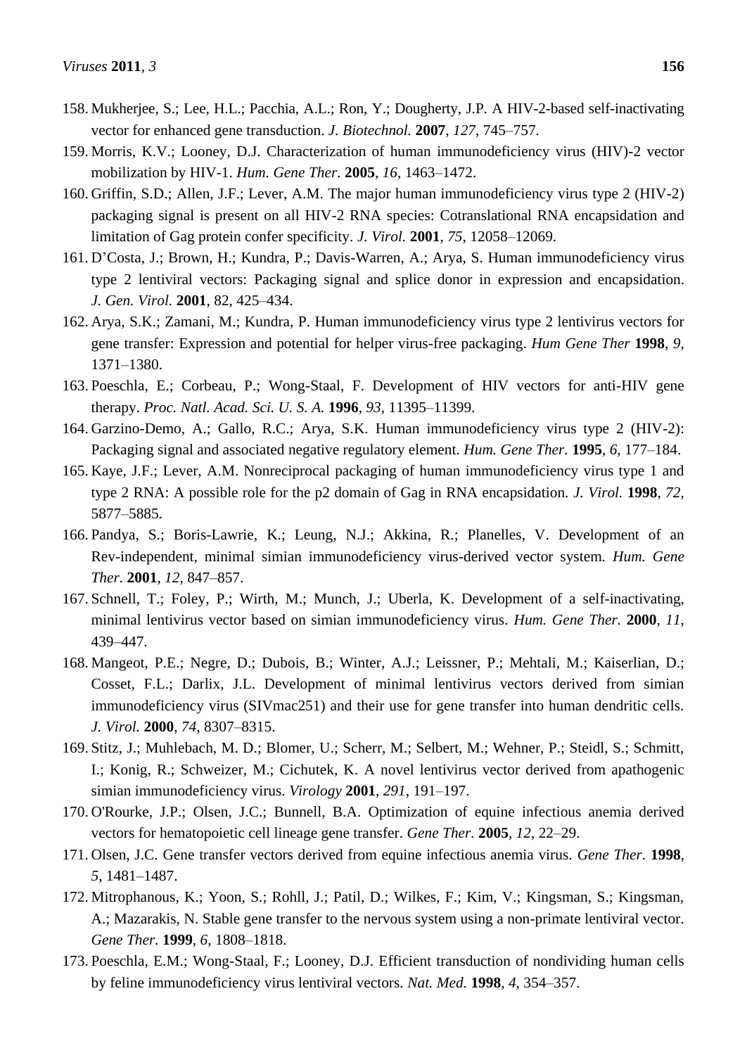158. Mukherjee, S.; Lee, H.L.; Pacchia, A.L.; Ron, Y.; Dougherty, J.P. A HIV-2-based self-inactivating vector for enhanced gene transduction. *J. Biotechnol.* **2007**, *127*, 745–757.
159. Morris, K.V.; Looney, D.J. Characterization of human immunodeficiency virus (HIV)-2 vector mobilization by HIV-1. *Hum. Gene Ther.* **2005**, *16*, 1463–1472.
160. Griffin, S.D.; Allen, J.F.; Lever, A.M. The major human immunodeficiency virus type 2 (HIV-2) packaging signal is present on all HIV-2 RNA species: Cotranslational RNA encapsidation and limitation of Gag protein confer specificity. *J. Virol.* **2001**, *75*, 12058–12069.
161. D'Costa, J.; Brown, H.; Kundra, P.; Davis-Warren, A.; Arya, S. Human immunodeficiency virus type 2 lentiviral vectors: Packaging signal and splice donor in expression and encapsidation. *J. Gen. Virol.* **2001**, 82, 425–434.
162. Arya, S.K.; Zamani, M.; Kundra, P. Human immunodeficiency virus type 2 lentivirus vectors for gene transfer: Expression and potential for helper virus-free packaging. *Hum Gene Ther* **1998**, *9*, 1371–1380.
163. Poeschla, E.; Corbeau, P.; Wong-Staal, F. Development of HIV vectors for anti-HIV gene therapy. *Proc. Natl. Acad. Sci. U. S. A.* **1996**, *93*, 11395–11399.
164. Garzino-Demo, A.; Gallo, R.C.; Arya, S.K. Human immunodeficiency virus type 2 (HIV-2): Packaging signal and associated negative regulatory element. *Hum. Gene Ther.* **1995**, *6*, 177–184.
165. Kaye, J.F.; Lever, A.M. Nonreciprocal packaging of human immunodeficiency virus type 1 and type 2 RNA: A possible role for the p2 domain of Gag in RNA encapsidation. *J. Virol.* **1998**, *72*, 5877–5885.
166. Pandya, S.; Boris-Lawrie, K.; Leung, N.J.; Akkina, R.; Planelles, V. Development of an Rev-independent, minimal simian immunodeficiency virus-derived vector system. *Hum. Gene Ther.* **2001**, *12*, 847–857.
167. Schnell, T.; Foley, P.; Wirth, M.; Munch, J.; Uberla, K. Development of a self-inactivating, minimal lentivirus vector based on simian immunodeficiency virus. *Hum. Gene Ther.* **2000**, *11*, 439–447.
168. Mangeot, P.E.; Negre, D.; Dubois, B.; Winter, A.J.; Leissner, P.; Mehtali, M.; Kaiserlian, D.; Cosset, F.L.; Darlix, J.L. Development of minimal lentivirus vectors derived from simian immunodeficiency virus (SIVmac251) and their use for gene transfer into human dendritic cells. *J. Virol.* **2000**, *74*, 8307–8315.
169. Stitz, J.; Muhlebach, M. D.; Blomer, U.; Scherr, M.; Selbert, M.; Wehner, P.; Steidl, S.; Schmitt, I.; Konig, R.; Schweizer, M.; Cichutek, K. A novel lentivirus vector derived from apathogenic simian immunodeficiency virus. *Virology* **2001**, *291*, 191–197.
170. O'Rourke, J.P.; Olsen, J.C.; Bunnell, B.A. Optimization of equine infectious anemia derived vectors for hematopoietic cell lineage gene transfer. *Gene Ther.* **2005**, *12*, 22–29.
171. Olsen, J.C. Gene transfer vectors derived from equine infectious anemia virus. *Gene Ther.* **1998**, *5*, 1481–1487.
172. Mitrophanous, K.; Yoon, S.; Rohll, J.; Patil, D.; Wilkes, F.; Kim, V.; Kingsman, S.; Kingsman, A.; Mazarakis, N. Stable gene transfer to the nervous system using a non-primate lentiviral vector. *Gene Ther.* **1999**, *6*, 1808–1818.
173. Poeschla, E.M.; Wong-Staal, F.; Looney, D.J. Efficient transduction of nondividing human cells by feline immunodeficiency virus lentiviral vectors. *Nat. Med.* **1998**, *4*, 354–357.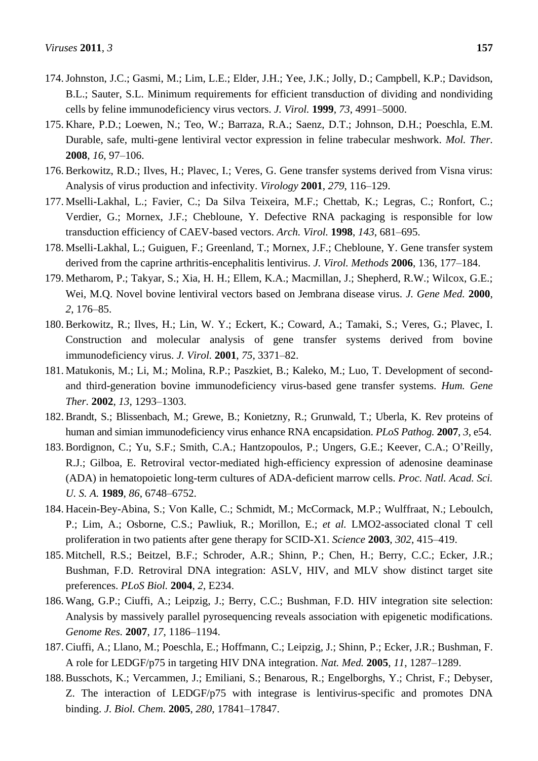174. Johnston, J.C.; Gasmi, M.; Lim, L.E.; Elder, J.H.; Yee, J.K.; Jolly, D.; Campbell, K.P.; Davidson, B.L.; Sauter, S.L. Minimum requirements for efficient transduction of dividing and nondividing cells by feline immunodeficiency virus vectors. *J. Virol.* **1999**, *73*, 4991–5000.
175. Khare, P.D.; Loewen, N.; Teo, W.; Barraza, R.A.; Saenz, D.T.; Johnson, D.H.; Poeschla, E.M. Durable, safe, multi-gene lentiviral vector expression in feline trabecular meshwork. *Mol. Ther.* **2008**, *16*, 97–106.
176. Berkowitz, R.D.; Ilves, H.; Plavec, I.; Veres, G. Gene transfer systems derived from Visna virus: Analysis of virus production and infectivity. *Virology* **2001**, *279*, 116–129.
177. Mselli-Lakhal, L.; Favier, C.; Da Silva Teixeira, M.F.; Chettab, K.; Legras, C.; Ronfort, C.; Verdier, G.; Mornex, J.F.; Chebloune, Y. Defective RNA packaging is responsible for low transduction efficiency of CAEV-based vectors. *Arch. Virol.* **1998**, *143*, 681–695.
178. Mselli-Lakhal, L.; Guiguen, F.; Greenland, T.; Mornex, J.F.; Chebloune, Y. Gene transfer system derived from the caprine arthritis-encephalitis lentivirus. *J. Virol. Methods* **2006**, 136, 177–184.
179. Metharom, P.; Takyar, S.; Xia, H. H.; Ellem, K.A.; Macmillan, J.; Shepherd, R.W.; Wilcox, G.E.; Wei, M.Q. Novel bovine lentiviral vectors based on Jembrana disease virus. *J. Gene Med.* **2000**, *2*, 176–85.
180. Berkowitz, R.; Ilves, H.; Lin, W. Y.; Eckert, K.; Coward, A.; Tamaki, S.; Veres, G.; Plavec, I. Construction and molecular analysis of gene transfer systems derived from bovine immunodeficiency virus. *J. Virol.* **2001**, *75*, 3371–82.
181. Matukonis, M.; Li, M.; Molina, R.P.; Paszkiet, B.; Kaleko, M.; Luo, T. Development of second- and third-generation bovine immunodeficiency virus-based gene transfer systems. *Hum. Gene Ther.* **2002**, *13*, 1293–1303.
182. Brandt, S.; Blissenbach, M.; Grewe, B.; Konietzny, R.; Grunwald, T.; Uberla, K. Rev proteins of human and simian immunodeficiency virus enhance RNA encapsidation. *PLoS Pathog.* **2007**, *3*, e54.
183. Bordignon, C.; Yu, S.F.; Smith, C.A.; Hantzopoulos, P.; Ungers, G.E.; Keever, C.A.; O'Reilly, R.J.; Gilboa, E. Retroviral vector-mediated high-efficiency expression of adenosine deaminase (ADA) in hematopoietic long-term cultures of ADA-deficient marrow cells. *Proc. Natl. Acad. Sci. U. S. A.* **1989**, *86*, 6748–6752.
184. Hacein-Bey-Abina, S.; Von Kalle, C.; Schmidt, M.; McCormack, M.P.; Wulffraat, N.; Leboulch, P.; Lim, A.; Osborne, C.S.; Pawliuk, R.; Morillon, E.; *et al.* LMO2-associated clonal T cell proliferation in two patients after gene therapy for SCID-X1. *Science* **2003**, *302*, 415–419.
185. Mitchell, R.S.; Beitzel, B.F.; Schroder, A.R.; Shinn, P.; Chen, H.; Berry, C.C.; Ecker, J.R.; Bushman, F.D. Retroviral DNA integration: ASLV, HIV, and MLV show distinct target site preferences. *PLoS Biol.* **2004**, *2*, E234.
186. Wang, G.P.; Ciuffi, A.; Leipzig, J.; Berry, C.C.; Bushman, F.D. HIV integration site selection: Analysis by massively parallel pyrosequencing reveals association with epigenetic modifications. *Genome Res.* **2007**, *17*, 1186–1194.
187. Ciuffi, A.; Llano, M.; Poeschla, E.; Hoffmann, C.; Leipzig, J.; Shinn, P.; Ecker, J.R.; Bushman, F. A role for LEDGF/p75 in targeting HIV DNA integration. *Nat. Med.* **2005**, *11*, 1287–1289.
188. Busschots, K.; Vercammen, J.; Emiliani, S.; Benarous, R.; Engelborghs, Y.; Christ, F.; Debyser, Z. The interaction of LEDGF/p75 with integrase is lentivirus-specific and promotes DNA binding. *J. Biol. Chem.* **2005**, *280*, 17841–17847.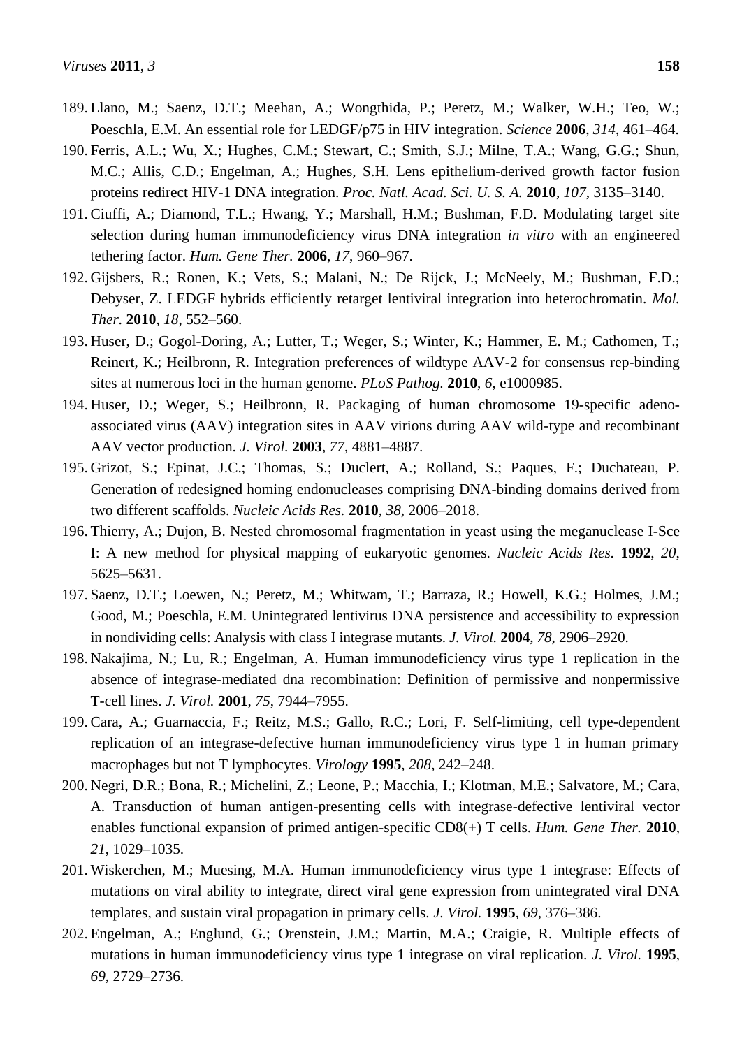189. Llano, M.; Saenz, D.T.; Meehan, A.; Wongthida, P.; Peretz, M.; Walker, W.H.; Teo, W.; Poeschla, E.M. An essential role for LEDGF/p75 in HIV integration. *Science* **2006**, *314*, 461–464.
190. Ferris, A.L.; Wu, X.; Hughes, C.M.; Stewart, C.; Smith, S.J.; Milne, T.A.; Wang, G.G.; Shun, M.C.; Allis, C.D.; Engelman, A.; Hughes, S.H. Lens epithelium-derived growth factor fusion proteins redirect HIV-1 DNA integration. *Proc. Natl. Acad. Sci. U. S. A.* **2010**, *107*, 3135–3140.
191. Ciuffi, A.; Diamond, T.L.; Hwang, Y.; Marshall, H.M.; Bushman, F.D. Modulating target site selection during human immunodeficiency virus DNA integration *in vitro* with an engineered tethering factor. *Hum. Gene Ther.* **2006**, *17*, 960–967.
192. Gijsbers, R.; Ronen, K.; Vets, S.; Malani, N.; De Rijck, J.; McNeely, M.; Bushman, F.D.; Debyser, Z. LEDGF hybrids efficiently retarget lentiviral integration into heterochromatin. *Mol. Ther.* **2010**, *18*, 552–560.
193. Huser, D.; Gogol-Doring, A.; Lutter, T.; Weger, S.; Winter, K.; Hammer, E. M.; Cathomen, T.; Reinert, K.; Heilbronn, R. Integration preferences of wildtype AAV-2 for consensus rep-binding sites at numerous loci in the human genome. *PLoS Pathog.* **2010**, *6*, e1000985.
194. Huser, D.; Weger, S.; Heilbronn, R. Packaging of human chromosome 19-specific adeno-associated virus (AAV) integration sites in AAV virions during AAV wild-type and recombinant AAV vector production. *J. Virol.* **2003**, *77*, 4881–4887.
195. Grizot, S.; Epinat, J.C.; Thomas, S.; Duclert, A.; Rolland, S.; Paques, F.; Duchateau, P. Generation of redesigned homing endonucleases comprising DNA-binding domains derived from two different scaffolds. *Nucleic Acids Res.* **2010**, *38*, 2006–2018.
196. Thierry, A.; Dujon, B. Nested chromosomal fragmentation in yeast using the meganuclease I-Sce I: A new method for physical mapping of eukaryotic genomes. *Nucleic Acids Res.* **1992**, *20*, 5625–5631.
197. Saenz, D.T.; Loewen, N.; Peretz, M.; Whitwam, T.; Barraza, R.; Howell, K.G.; Holmes, J.M.; Good, M.; Poeschla, E.M. Unintegrated lentivirus DNA persistence and accessibility to expression in nondividing cells: Analysis with class I integrase mutants. *J. Virol.* **2004**, *78*, 2906–2920.
198. Nakajima, N.; Lu, R.; Engelman, A. Human immunodeficiency virus type 1 replication in the absence of integrase-mediated dna recombination: Definition of permissive and nonpermissive T-cell lines. *J. Virol.* **2001**, *75*, 7944–7955.
199. Cara, A.; Guarnaccia, F.; Reitz, M.S.; Gallo, R.C.; Lori, F. Self-limiting, cell type-dependent replication of an integrase-defective human immunodeficiency virus type 1 in human primary macrophages but not T lymphocytes. *Virology* **1995**, *208*, 242–248.
200. Negri, D.R.; Bona, R.; Michelini, Z.; Leone, P.; Macchia, I.; Klotman, M.E.; Salvatore, M.; Cara, A. Transduction of human antigen-presenting cells with integrase-defective lentiviral vector enables functional expansion of primed antigen-specific CD8(+) T cells. *Hum. Gene Ther.* **2010**, *21*, 1029–1035.
201. Wiskerchen, M.; Muesing, M.A. Human immunodeficiency virus type 1 integrase: Effects of mutations on viral ability to integrate, direct viral gene expression from unintegrated viral DNA templates, and sustain viral propagation in primary cells. *J. Virol.* **1995**, *69*, 376–386.
202. Engelman, A.; Englund, G.; Orenstein, J.M.; Martin, M.A.; Craigie, R. Multiple effects of mutations in human immunodeficiency virus type 1 integrase on viral replication. *J. Virol.* **1995**, *69*, 2729–2736.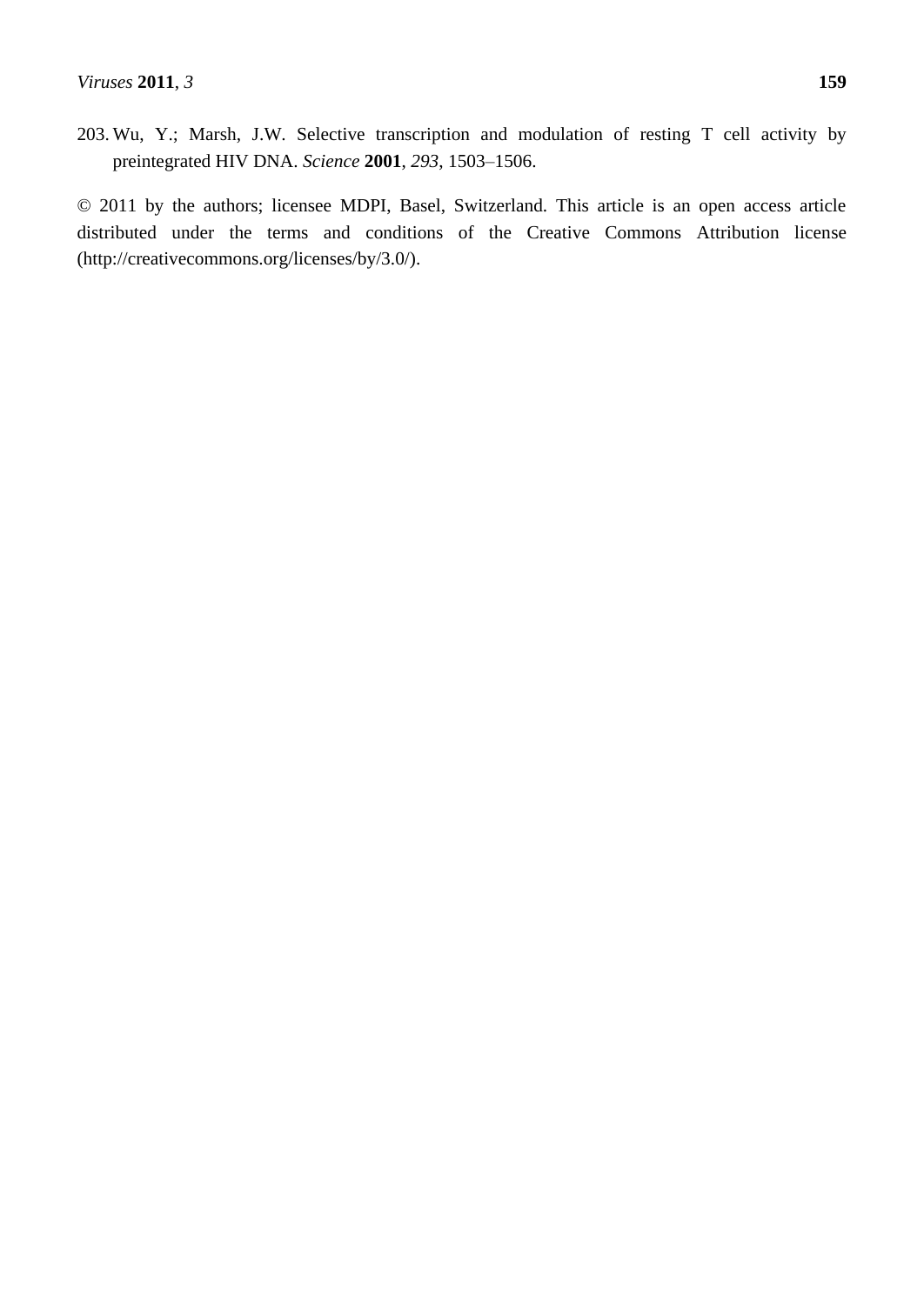203. Wu, Y.; Marsh, J.W. Selective transcription and modulation of resting T cell activity by preintegrated HIV DNA. *Science* **2001**, *293*, 1503–1506.

© 2011 by the authors; licensee MDPI, Basel, Switzerland. This article is an open access article distributed under the terms and conditions of the Creative Commons Attribution license (http://creativecommons.org/licenses/by/3.0/).